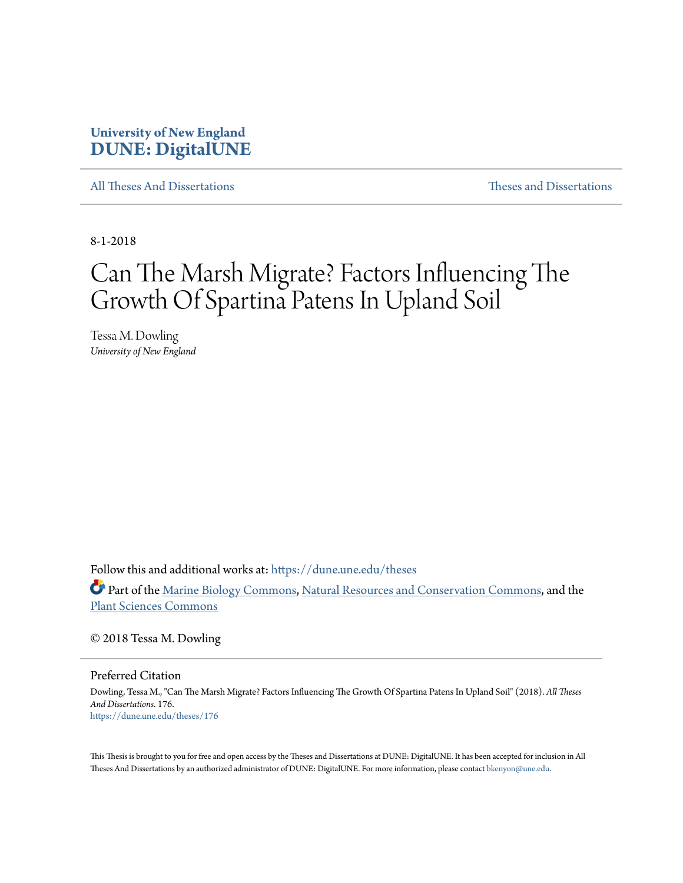**University of New England**
**DUNE: DigitalUNE**

All Theses And Dissertations | Theses and Dissertations

8-1-2018

# Can The Marsh Migrate? Factors Influencing The Growth Of Spartina Patens In Upland Soil

Tessa M. Dowling
*University of New England*

Follow this and additional works at: https://dune.une.edu/theses

Part of the Marine Biology Commons, Natural Resources and Conservation Commons, and the Plant Sciences Commons

© 2018 Tessa M. Dowling

## Preferred Citation

Dowling, Tessa M., "Can The Marsh Migrate? Factors Influencing The Growth Of Spartina Patens In Upland Soil" (2018). *All Theses And Dissertations*. 176.
https://dune.une.edu/theses/176

This Thesis is brought to you for free and open access by the Theses and Dissertations at DUNE: DigitalUNE. It has been accepted for inclusion in All Theses And Dissertations by an authorized administrator of DUNE: DigitalUNE. For more information, please contact bkenyon@une.edu.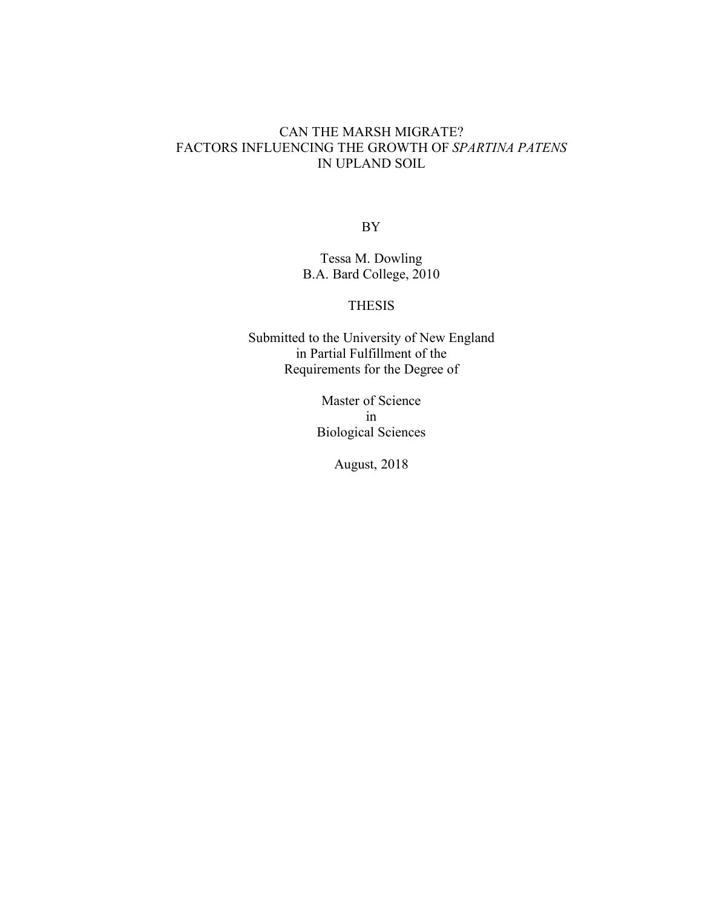# CAN THE MARSH MIGRATE? FACTORS INFLUENCING THE GROWTH OF *SPARTINA PATENS* IN UPLAND SOIL

BY

Tessa M. Dowling
B.A. Bard College, 2010

THESIS

Submitted to the University of New England
in Partial Fulfillment of the
Requirements for the Degree of

Master of Science
in
Biological Sciences

August, 2018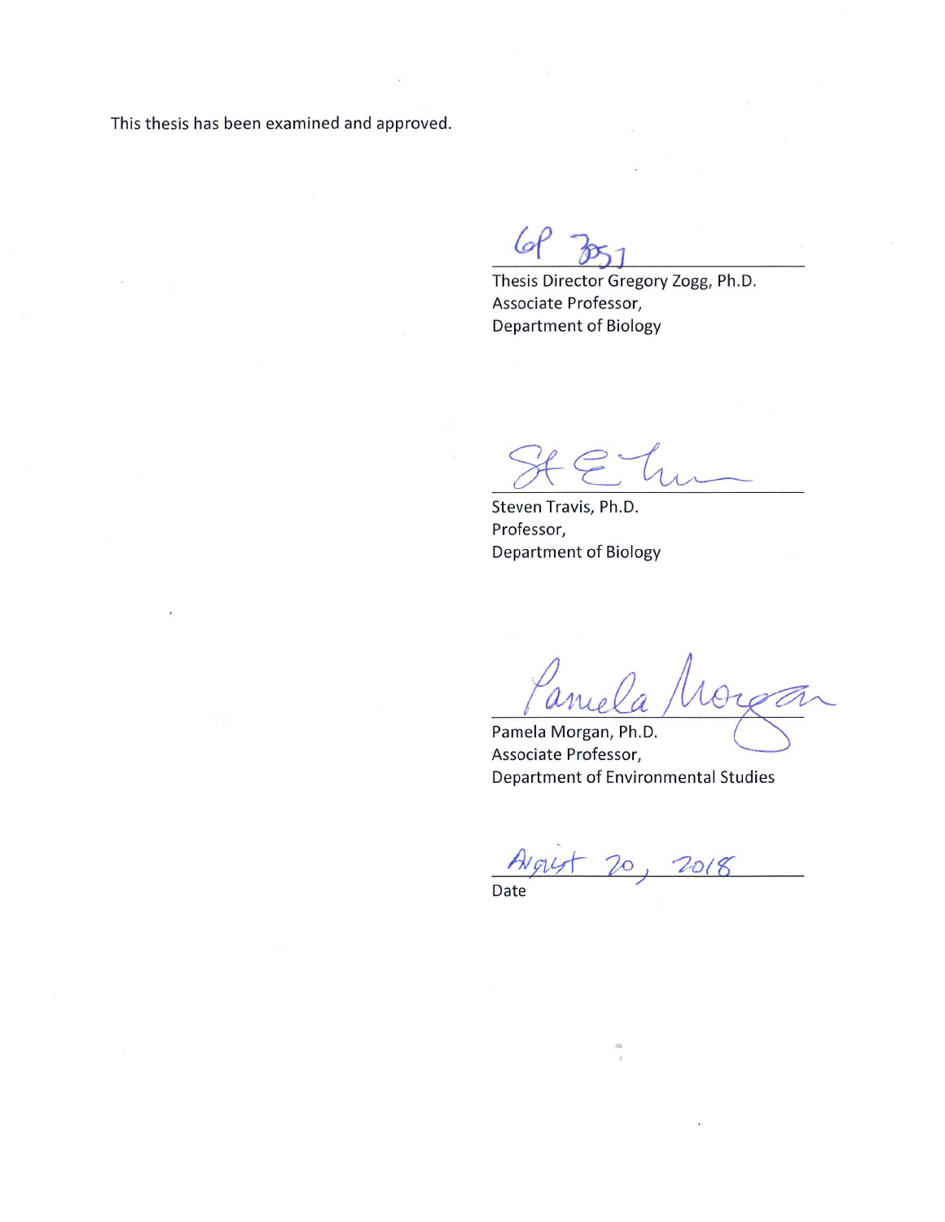This thesis has been examined and approved.

\_\_\_\_\_\_\_\_\_\_\_\_\_\_\_\_\_\_\_\_\_\_\_\_\_\_\_\_\_\_\_\_

Thesis Director Gregory Zogg, Ph.D.
Associate Professor,
Department of Biology

\_\_\_\_\_\_\_\_\_\_\_\_\_\_\_\_\_\_\_\_\_\_\_\_\_\_\_\_\_\_\_\_

Steven Travis, Ph.D.
Professor,
Department of Biology

\_\_\_\_\_\_\_\_\_\_\_\_\_\_\_\_\_\_\_\_\_\_\_\_\_\_\_\_\_\_\_\_

Pamela Morgan, Ph.D.
Associate Professor,
Department of Environmental Studies

August 20, 2018

Date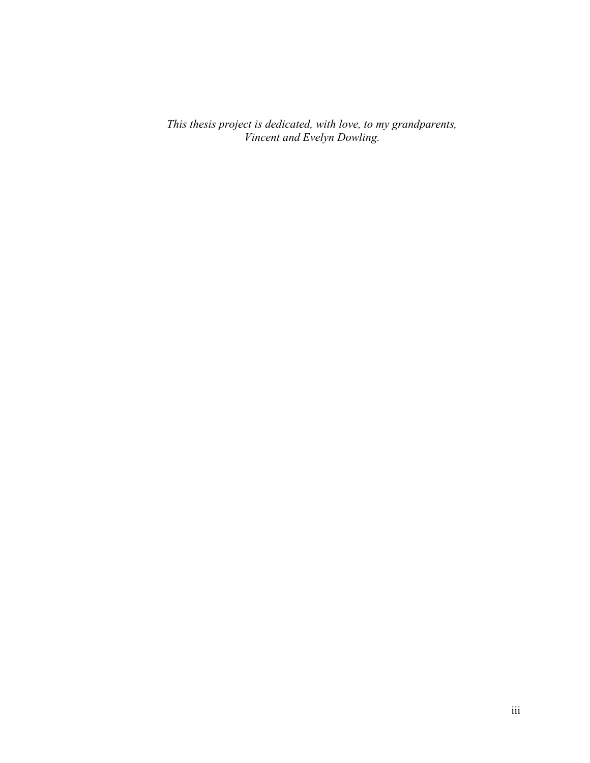*This thesis project is dedicated, with love, to my grandparents,*
*Vincent and Evelyn Dowling.*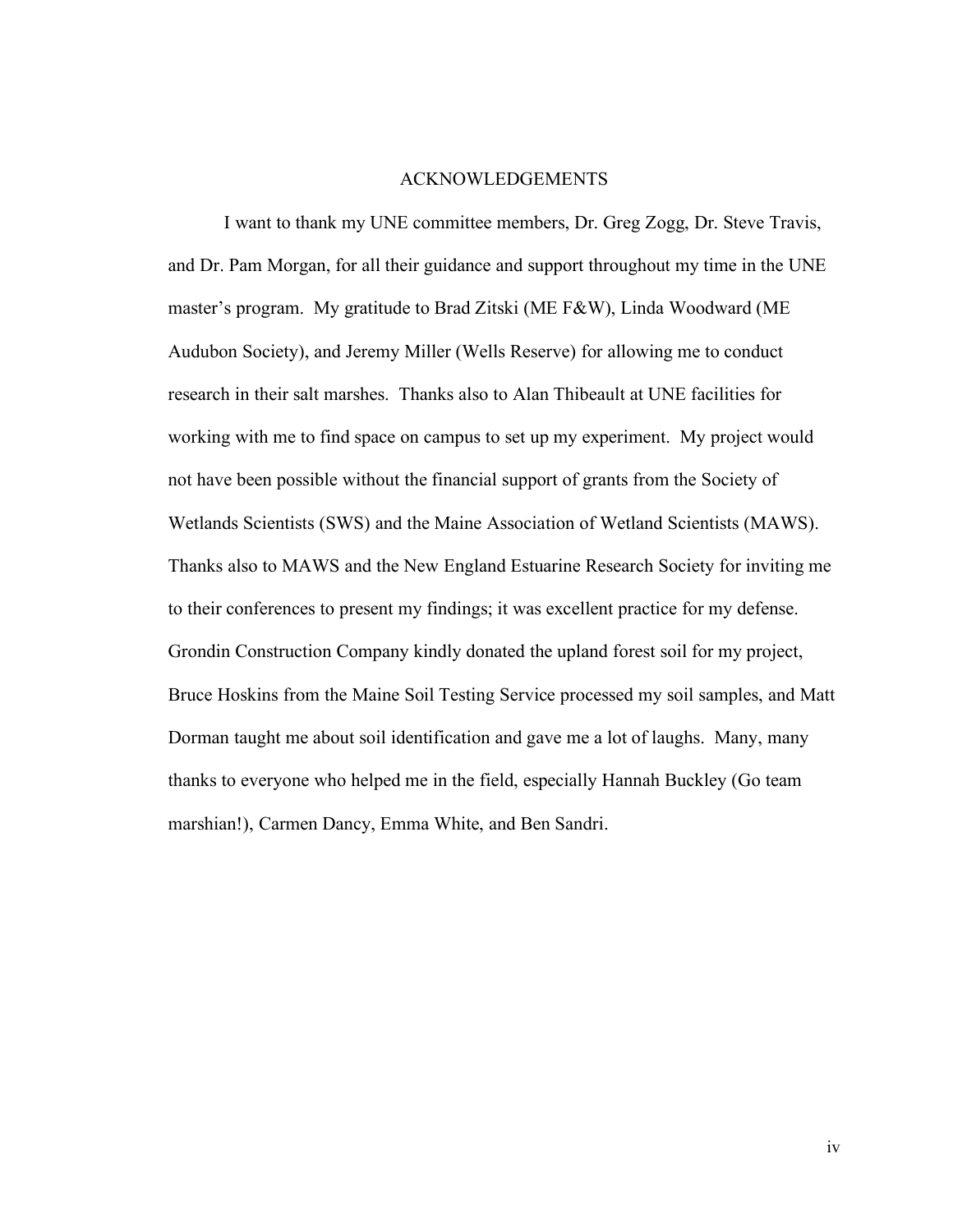# ACKNOWLEDGEMENTS

I want to thank my UNE committee members, Dr. Greg Zogg, Dr. Steve Travis, and Dr. Pam Morgan, for all their guidance and support throughout my time in the UNE master's program. My gratitude to Brad Zitski (ME F&W), Linda Woodward (ME Audubon Society), and Jeremy Miller (Wells Reserve) for allowing me to conduct research in their salt marshes. Thanks also to Alan Thibeault at UNE facilities for working with me to find space on campus to set up my experiment. My project would not have been possible without the financial support of grants from the Society of Wetlands Scientists (SWS) and the Maine Association of Wetland Scientists (MAWS). Thanks also to MAWS and the New England Estuarine Research Society for inviting me to their conferences to present my findings; it was excellent practice for my defense. Grondin Construction Company kindly donated the upland forest soil for my project, Bruce Hoskins from the Maine Soil Testing Service processed my soil samples, and Matt Dorman taught me about soil identification and gave me a lot of laughs. Many, many thanks to everyone who helped me in the field, especially Hannah Buckley (Go team marshian!), Carmen Dancy, Emma White, and Ben Sandri.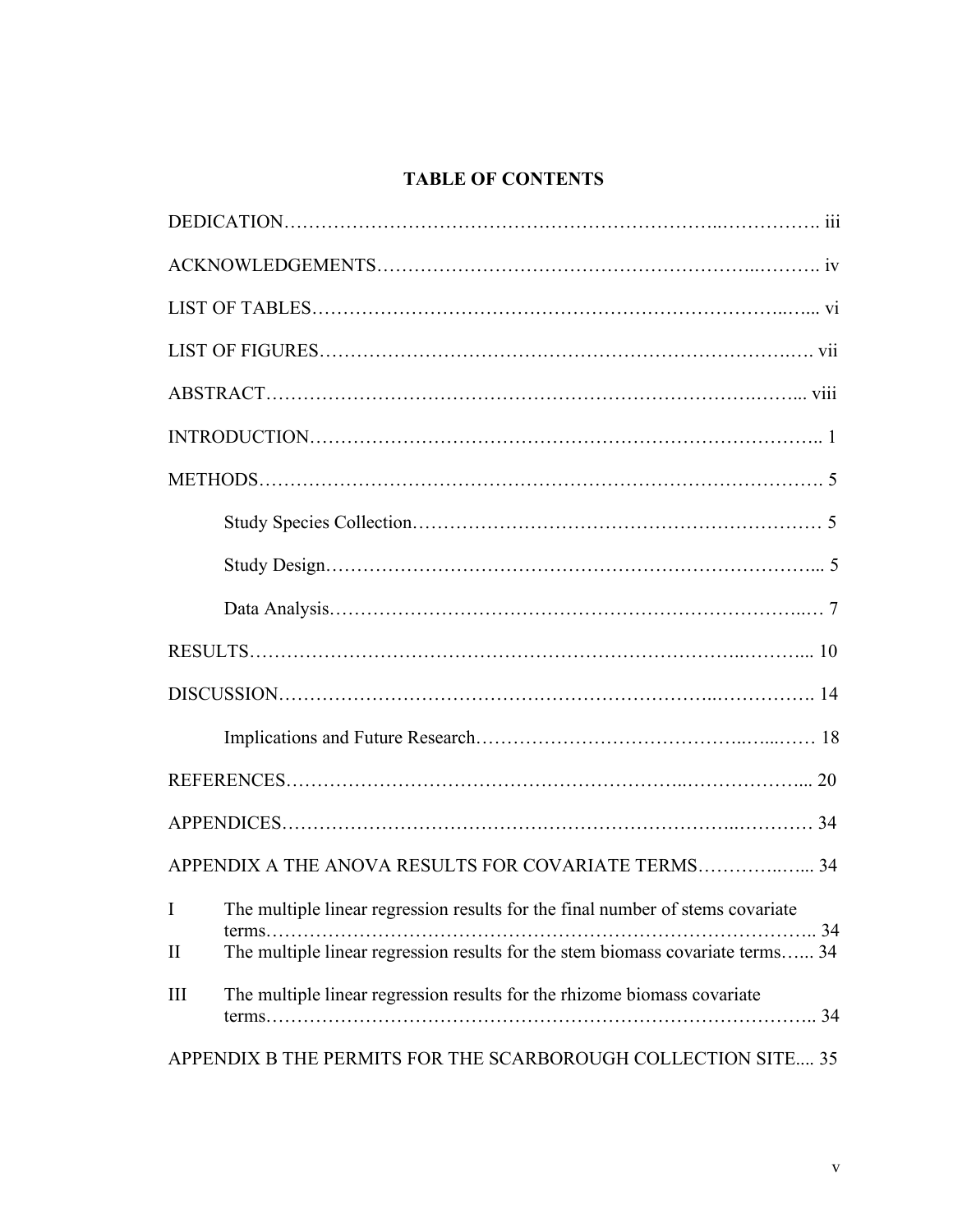# TABLE OF CONTENTS

DEDICATION…………………………………………………………………………. iii

ACKNOWLEDGEMENTS…………………………………………………………. iv

LIST OF TABLES…………………………………………………………………... vi

LIST OF FIGURES…………………………………………………………………. vii

ABSTRACT…………………………………………………………………………... viii

INTRODUCTION…………………………………………………………………….. 1

METHODS……………………………………………………………………………. 5

  Study Species Collection………………………………………………………… 5

  Study Design……………………………………………………………………... 5

  Data Analysis…………………………………………………………………….. 7

RESULTS…………………………………………………………………………….. 10

DISCUSSION………………………………………………………………………… 14

  Implications and Future Research……………………………………………… 18

REFERENCES……………………………………………………………………….. 20

APPENDICES………………………………………………………………………… 34

APPENDIX A THE ANOVA RESULTS FOR COVARIATE TERMS…………….. 34

I The multiple linear regression results for the final number of stems covariate terms……………………………………………………………………………….. 34

II The multiple linear regression results for the stem biomass covariate terms…... 34

III The multiple linear regression results for the rhizome biomass covariate terms……………………………………………………………………………….. 34

APPENDIX B THE PERMITS FOR THE SCARBOROUGH COLLECTION SITE.... 35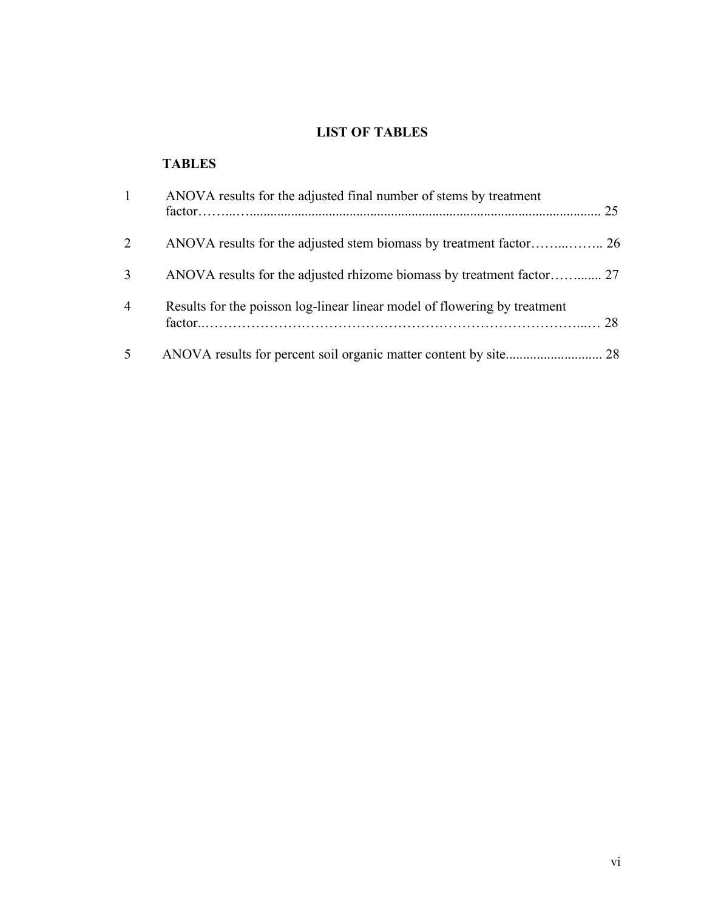# LIST OF TABLES

## TABLES

| | | |
|---|---|---|
| 1 | ANOVA results for the adjusted final number of stems by treatment factor | 25 |
| 2 | ANOVA results for the adjusted stem biomass by treatment factor | 26 |
| 3 | ANOVA results for the adjusted rhizome biomass by treatment factor | 27 |
| 4 | Results for the poisson log-linear linear model of flowering by treatment factor | 28 |
| 5 | ANOVA results for percent soil organic matter content by site | 28 |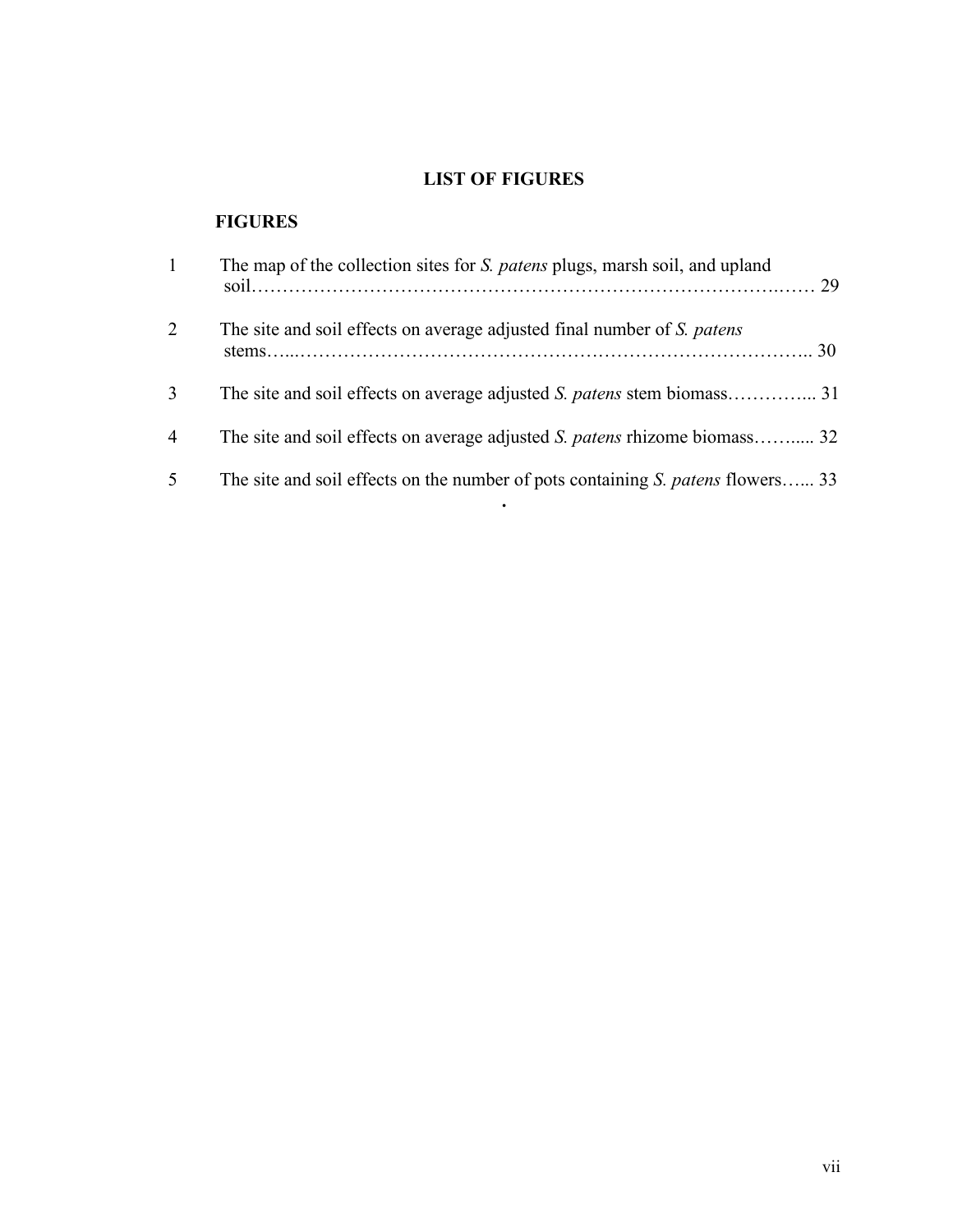# LIST OF FIGURES

## FIGURES

1. The map of the collection sites for *S. patens* plugs, marsh soil, and upland soil…………………………………………………………………………… 29

2. The site and soil effects on average adjusted final number of *S. patens* stems…………………………………………………………………………… 30

3. The site and soil effects on average adjusted *S. patens* stem biomass………….... 31

4. The site and soil effects on average adjusted *S. patens* rhizome biomass……..... 32

5. The site and soil effects on the number of pots containing *S. patens* flowers…... 33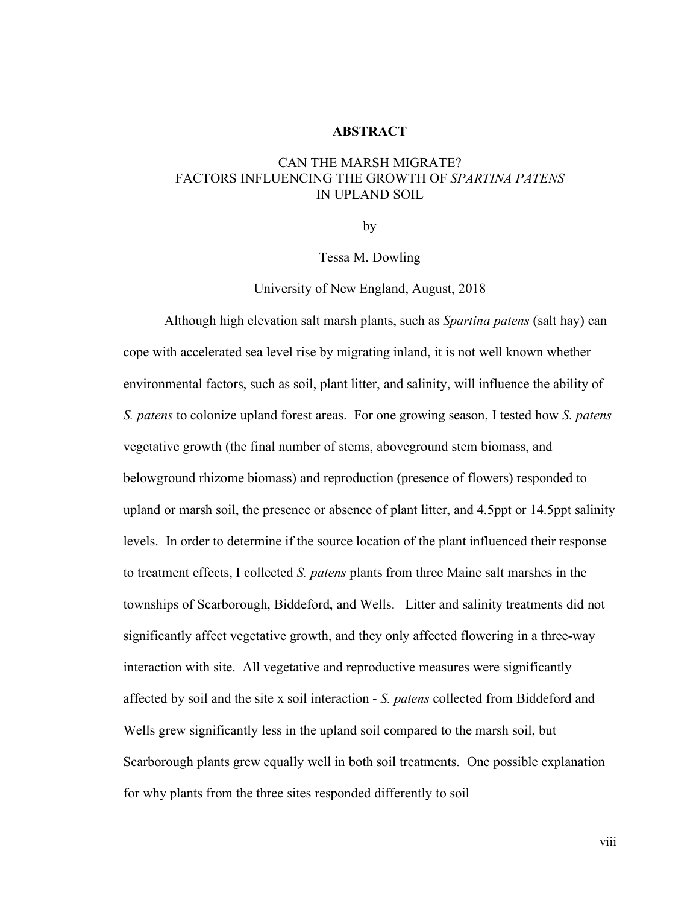## ABSTRACT

CAN THE MARSH MIGRATE?
FACTORS INFLUENCING THE GROWTH OF *SPARTINA PATENS*
IN UPLAND SOIL

by

Tessa M. Dowling

University of New England, August, 2018

Although high elevation salt marsh plants, such as *Spartina patens* (salt hay) can cope with accelerated sea level rise by migrating inland, it is not well known whether environmental factors, such as soil, plant litter, and salinity, will influence the ability of *S. patens* to colonize upland forest areas. For one growing season, I tested how *S. patens* vegetative growth (the final number of stems, aboveground stem biomass, and belowground rhizome biomass) and reproduction (presence of flowers) responded to upland or marsh soil, the presence or absence of plant litter, and 4.5ppt or 14.5ppt salinity levels. In order to determine if the source location of the plant influenced their response to treatment effects, I collected *S. patens* plants from three Maine salt marshes in the townships of Scarborough, Biddeford, and Wells. Litter and salinity treatments did not significantly affect vegetative growth, and they only affected flowering in a three-way interaction with site. All vegetative and reproductive measures were significantly affected by soil and the site x soil interaction - *S. patens* collected from Biddeford and Wells grew significantly less in the upland soil compared to the marsh soil, but Scarborough plants grew equally well in both soil treatments. One possible explanation for why plants from the three sites responded differently to soil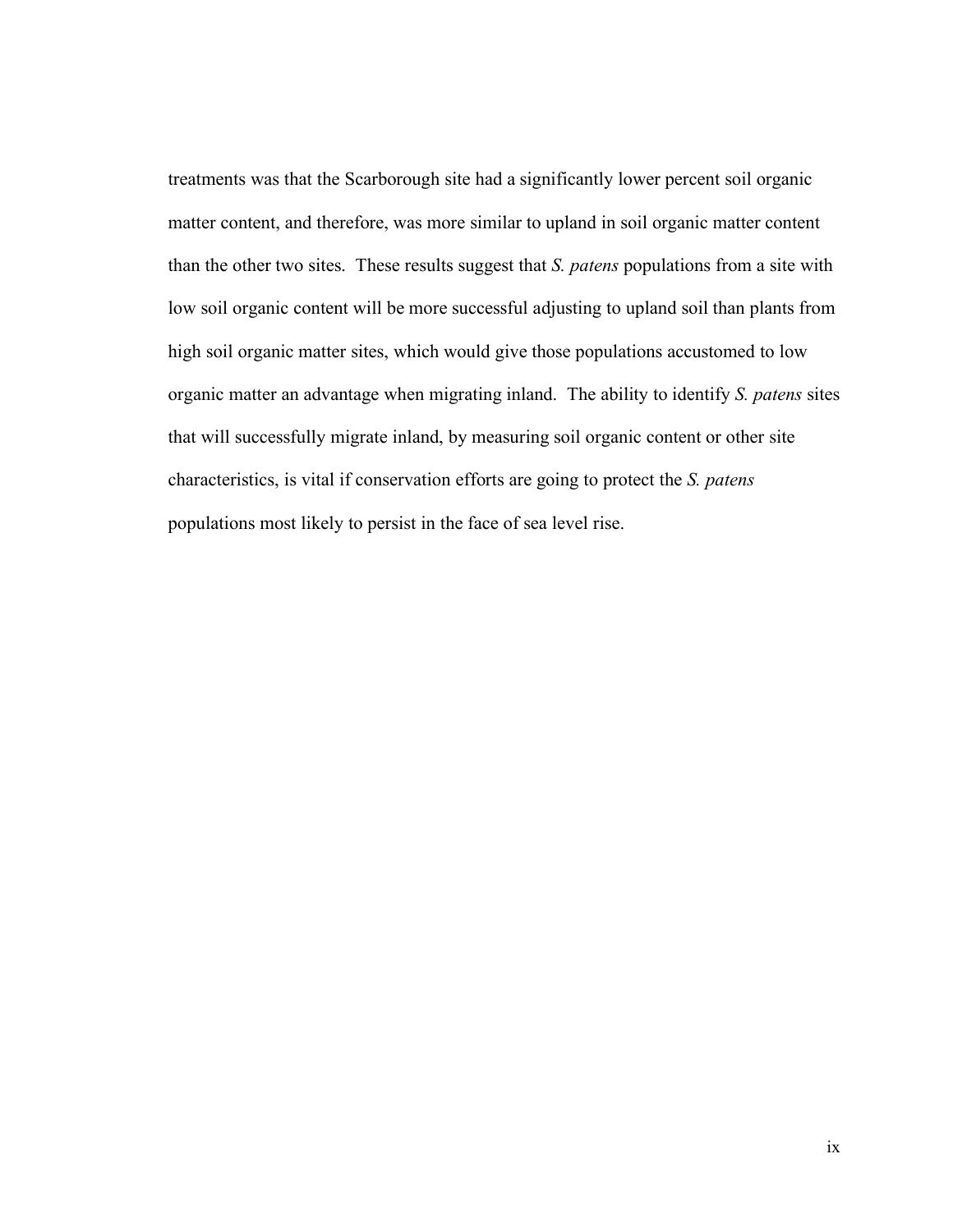treatments was that the Scarborough site had a significantly lower percent soil organic matter content, and therefore, was more similar to upland in soil organic matter content than the other two sites. These results suggest that *S. patens* populations from a site with low soil organic content will be more successful adjusting to upland soil than plants from high soil organic matter sites, which would give those populations accustomed to low organic matter an advantage when migrating inland. The ability to identify *S. patens* sites that will successfully migrate inland, by measuring soil organic content or other site characteristics, is vital if conservation efforts are going to protect the *S. patens* populations most likely to persist in the face of sea level rise.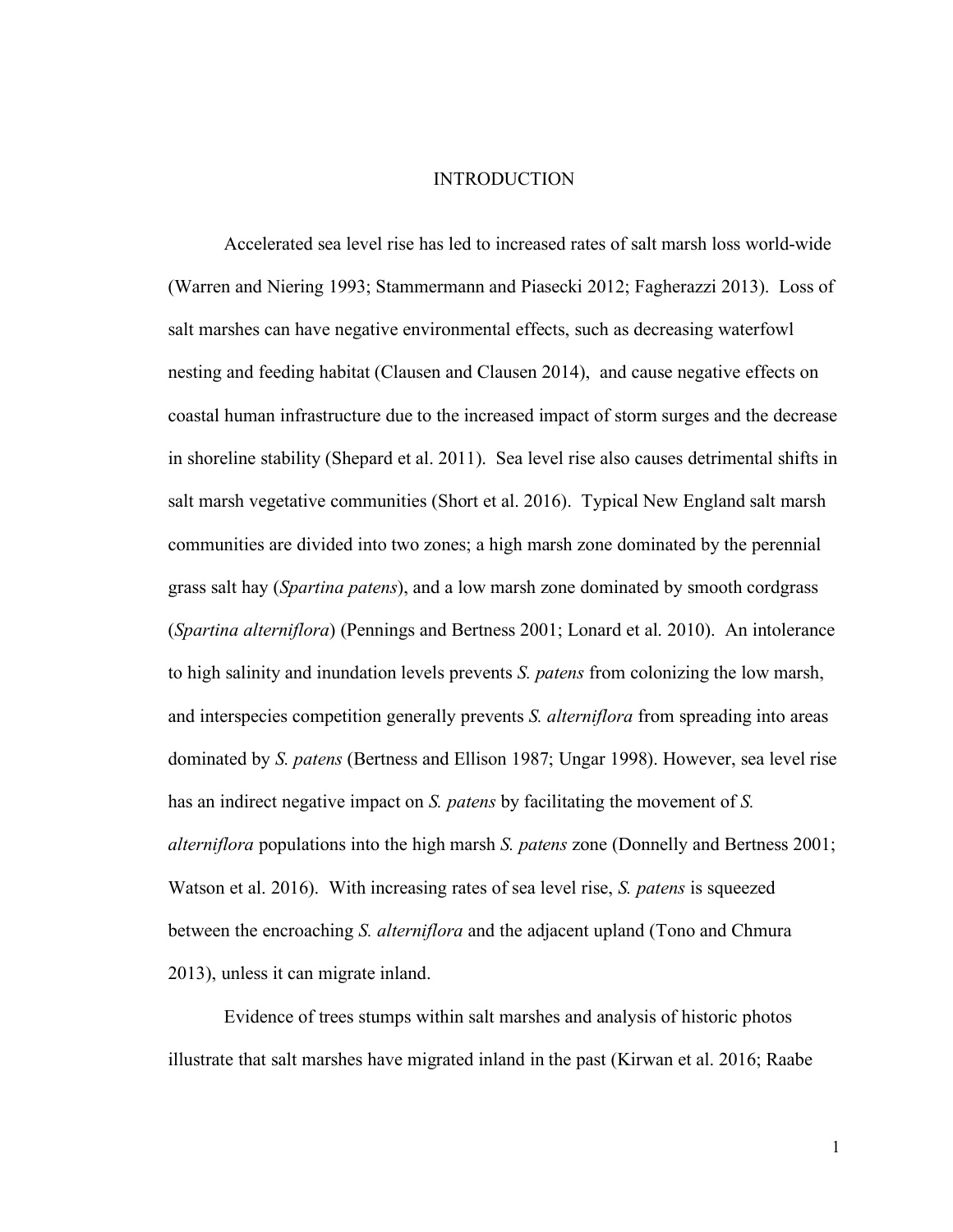# INTRODUCTION

Accelerated sea level rise has led to increased rates of salt marsh loss world-wide (Warren and Niering 1993; Stammermann and Piasecki 2012; Fagherazzi 2013). Loss of salt marshes can have negative environmental effects, such as decreasing waterfowl nesting and feeding habitat (Clausen and Clausen 2014), and cause negative effects on coastal human infrastructure due to the increased impact of storm surges and the decrease in shoreline stability (Shepard et al. 2011). Sea level rise also causes detrimental shifts in salt marsh vegetative communities (Short et al. 2016). Typical New England salt marsh communities are divided into two zones; a high marsh zone dominated by the perennial grass salt hay (*Spartina patens*), and a low marsh zone dominated by smooth cordgrass (*Spartina alterniflora*) (Pennings and Bertness 2001; Lonard et al. 2010). An intolerance to high salinity and inundation levels prevents *S. patens* from colonizing the low marsh, and interspecies competition generally prevents *S. alterniflora* from spreading into areas dominated by *S. patens* (Bertness and Ellison 1987; Ungar 1998). However, sea level rise has an indirect negative impact on *S. patens* by facilitating the movement of *S. alterniflora* populations into the high marsh *S. patens* zone (Donnelly and Bertness 2001; Watson et al. 2016). With increasing rates of sea level rise, *S. patens* is squeezed between the encroaching *S. alterniflora* and the adjacent upland (Tono and Chmura 2013), unless it can migrate inland.

Evidence of trees stumps within salt marshes and analysis of historic photos illustrate that salt marshes have migrated inland in the past (Kirwan et al. 2016; Raabe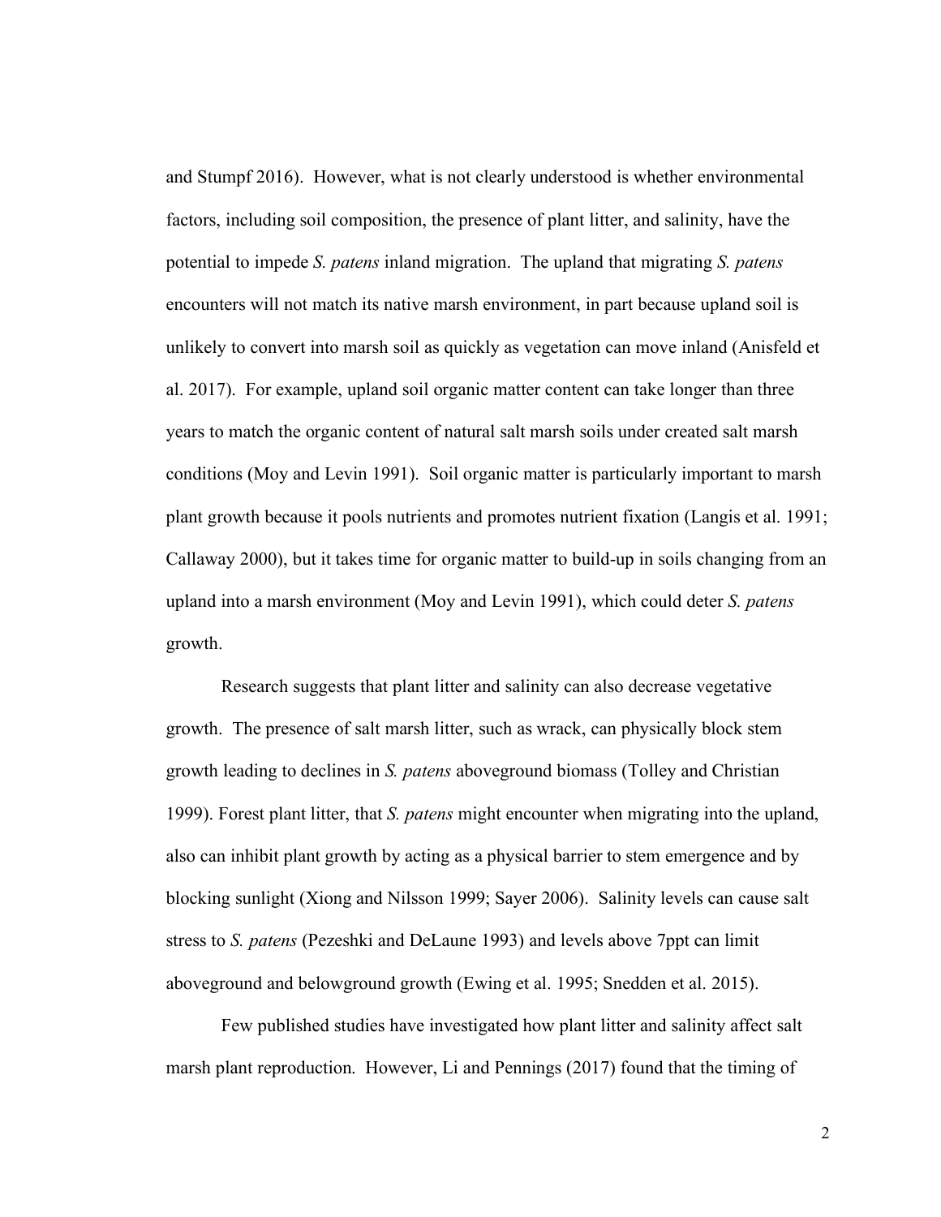and Stumpf 2016). However, what is not clearly understood is whether environmental factors, including soil composition, the presence of plant litter, and salinity, have the potential to impede *S. patens* inland migration. The upland that migrating *S. patens* encounters will not match its native marsh environment, in part because upland soil is unlikely to convert into marsh soil as quickly as vegetation can move inland (Anisfeld et al. 2017). For example, upland soil organic matter content can take longer than three years to match the organic content of natural salt marsh soils under created salt marsh conditions (Moy and Levin 1991). Soil organic matter is particularly important to marsh plant growth because it pools nutrients and promotes nutrient fixation (Langis et al. 1991; Callaway 2000), but it takes time for organic matter to build-up in soils changing from an upland into a marsh environment (Moy and Levin 1991), which could deter *S. patens* growth.

Research suggests that plant litter and salinity can also decrease vegetative growth. The presence of salt marsh litter, such as wrack, can physically block stem growth leading to declines in *S. patens* aboveground biomass (Tolley and Christian 1999). Forest plant litter, that *S. patens* might encounter when migrating into the upland, also can inhibit plant growth by acting as a physical barrier to stem emergence and by blocking sunlight (Xiong and Nilsson 1999; Sayer 2006). Salinity levels can cause salt stress to *S. patens* (Pezeshki and DeLaune 1993) and levels above 7ppt can limit aboveground and belowground growth (Ewing et al. 1995; Snedden et al. 2015).

Few published studies have investigated how plant litter and salinity affect salt marsh plant reproduction. However, Li and Pennings (2017) found that the timing of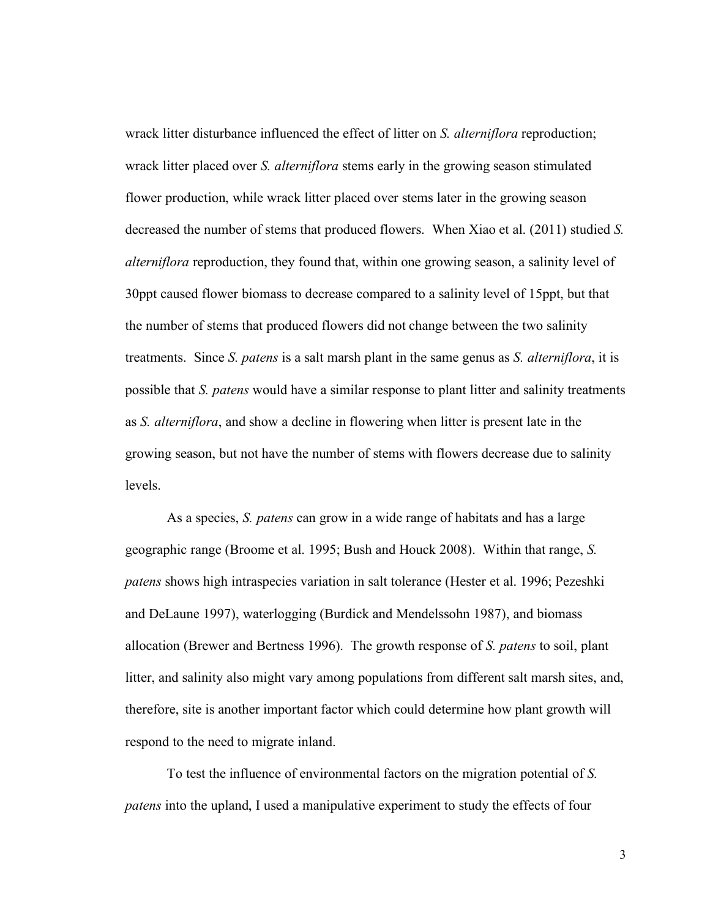wrack litter disturbance influenced the effect of litter on *S. alterniflora* reproduction; wrack litter placed over *S. alterniflora* stems early in the growing season stimulated flower production, while wrack litter placed over stems later in the growing season decreased the number of stems that produced flowers. When Xiao et al. (2011) studied *S. alterniflora* reproduction, they found that, within one growing season, a salinity level of 30ppt caused flower biomass to decrease compared to a salinity level of 15ppt, but that the number of stems that produced flowers did not change between the two salinity treatments. Since *S. patens* is a salt marsh plant in the same genus as *S. alterniflora*, it is possible that *S. patens* would have a similar response to plant litter and salinity treatments as *S. alterniflora*, and show a decline in flowering when litter is present late in the growing season, but not have the number of stems with flowers decrease due to salinity levels.

As a species, *S. patens* can grow in a wide range of habitats and has a large geographic range (Broome et al. 1995; Bush and Houck 2008). Within that range, *S. patens* shows high intraspecies variation in salt tolerance (Hester et al. 1996; Pezeshki and DeLaune 1997), waterlogging (Burdick and Mendelssohn 1987), and biomass allocation (Brewer and Bertness 1996). The growth response of *S. patens* to soil, plant litter, and salinity also might vary among populations from different salt marsh sites, and, therefore, site is another important factor which could determine how plant growth will respond to the need to migrate inland.

To test the influence of environmental factors on the migration potential of *S. patens* into the upland, I used a manipulative experiment to study the effects of four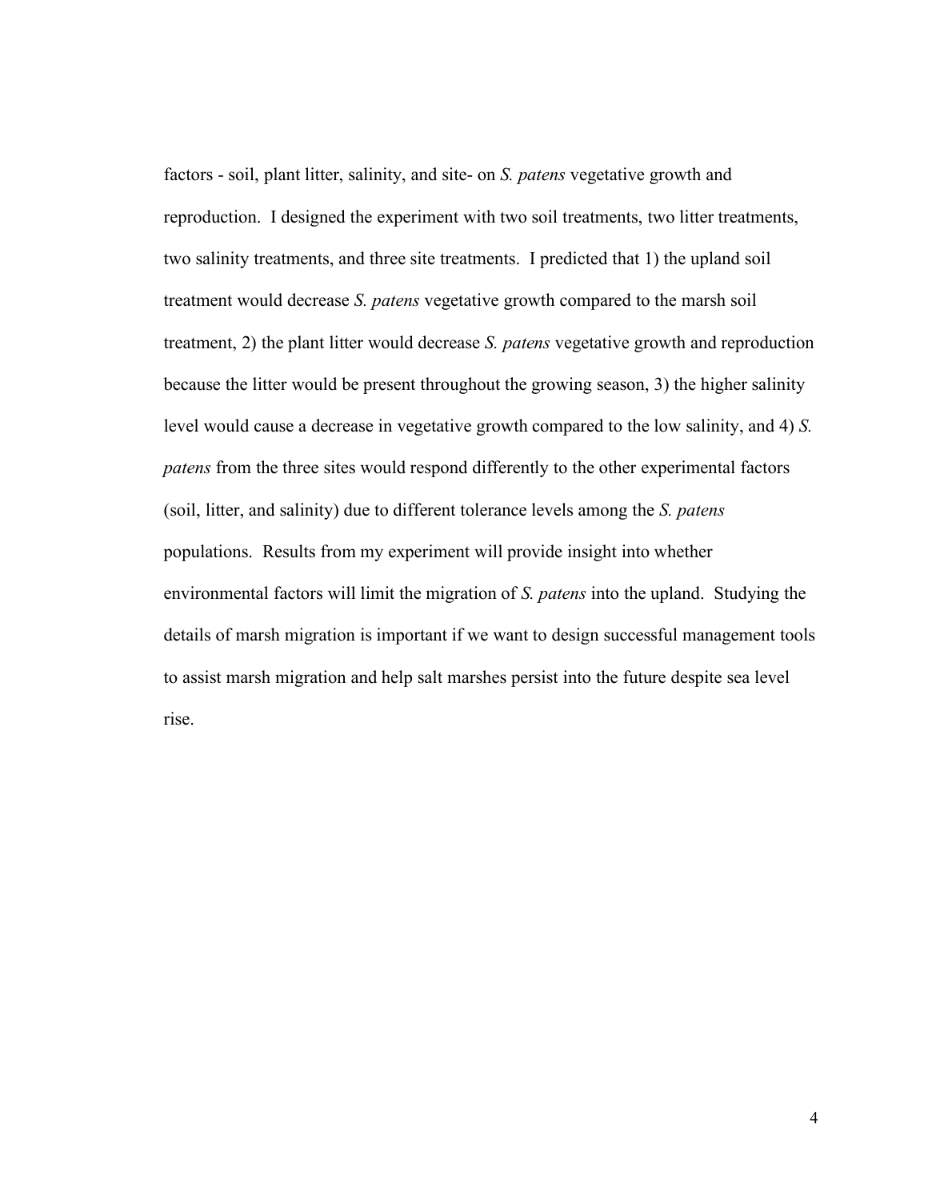factors - soil, plant litter, salinity, and site- on *S. patens* vegetative growth and reproduction. I designed the experiment with two soil treatments, two litter treatments, two salinity treatments, and three site treatments. I predicted that 1) the upland soil treatment would decrease *S. patens* vegetative growth compared to the marsh soil treatment, 2) the plant litter would decrease *S. patens* vegetative growth and reproduction because the litter would be present throughout the growing season, 3) the higher salinity level would cause a decrease in vegetative growth compared to the low salinity, and 4) *S. patens* from the three sites would respond differently to the other experimental factors (soil, litter, and salinity) due to different tolerance levels among the *S. patens* populations. Results from my experiment will provide insight into whether environmental factors will limit the migration of *S. patens* into the upland. Studying the details of marsh migration is important if we want to design successful management tools to assist marsh migration and help salt marshes persist into the future despite sea level rise.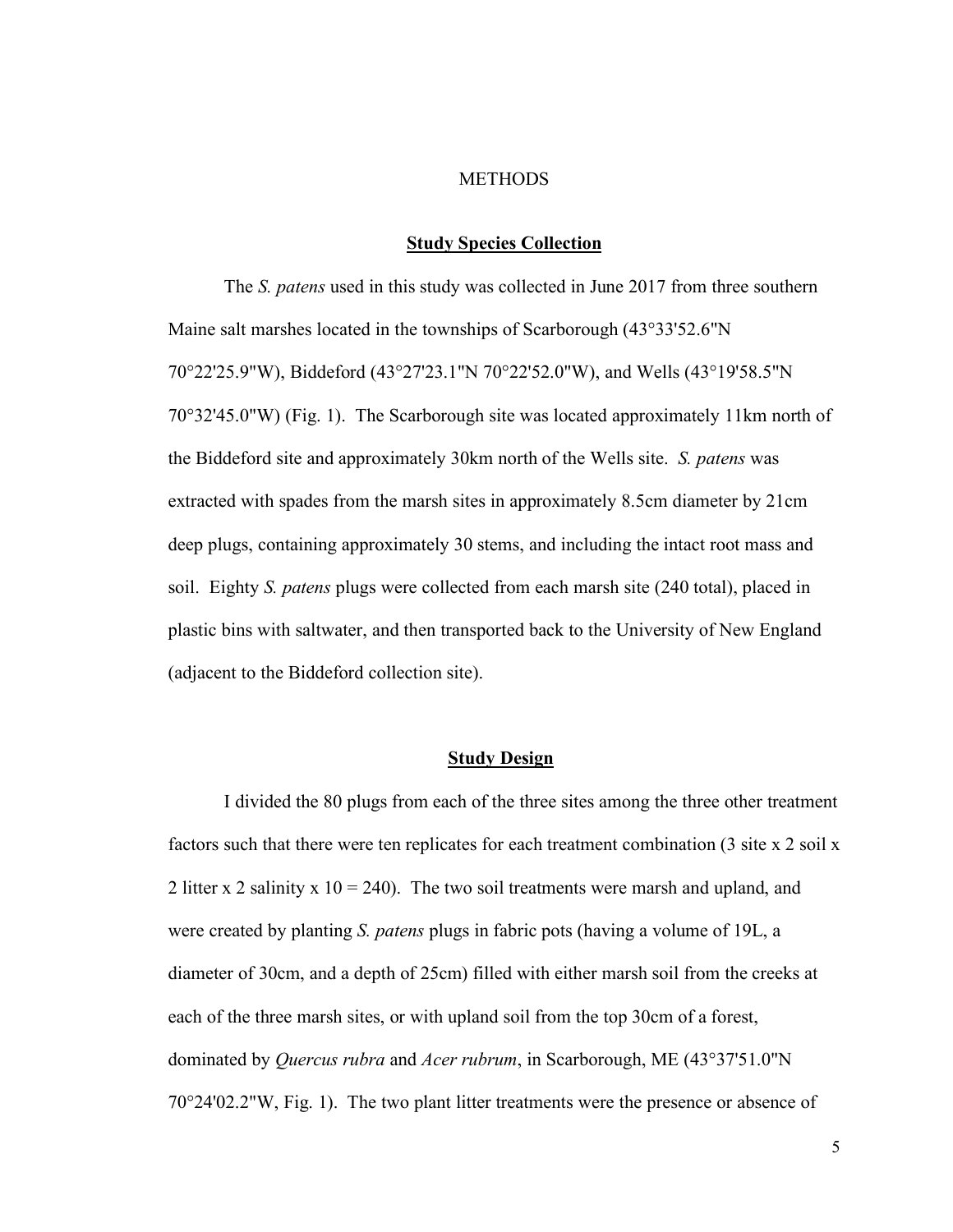# METHODS

## **Study Species Collection**

The *S. patens* used in this study was collected in June 2017 from three southern Maine salt marshes located in the townships of Scarborough (43°33'52.6"N 70°22'25.9"W), Biddeford (43°27'23.1"N 70°22'52.0"W), and Wells (43°19'58.5"N 70°32'45.0"W) (Fig. 1). The Scarborough site was located approximately 11km north of the Biddeford site and approximately 30km north of the Wells site. *S. patens* was extracted with spades from the marsh sites in approximately 8.5cm diameter by 21cm deep plugs, containing approximately 30 stems, and including the intact root mass and soil. Eighty *S. patens* plugs were collected from each marsh site (240 total), placed in plastic bins with saltwater, and then transported back to the University of New England (adjacent to the Biddeford collection site).

## **Study Design**

I divided the 80 plugs from each of the three sites among the three other treatment factors such that there were ten replicates for each treatment combination (3 site x 2 soil x 2 litter x 2 salinity x 10 = 240). The two soil treatments were marsh and upland, and were created by planting *S. patens* plugs in fabric pots (having a volume of 19L, a diameter of 30cm, and a depth of 25cm) filled with either marsh soil from the creeks at each of the three marsh sites, or with upland soil from the top 30cm of a forest, dominated by *Quercus rubra* and *Acer rubrum*, in Scarborough, ME (43°37'51.0"N 70°24'02.2"W, Fig. 1). The two plant litter treatments were the presence or absence of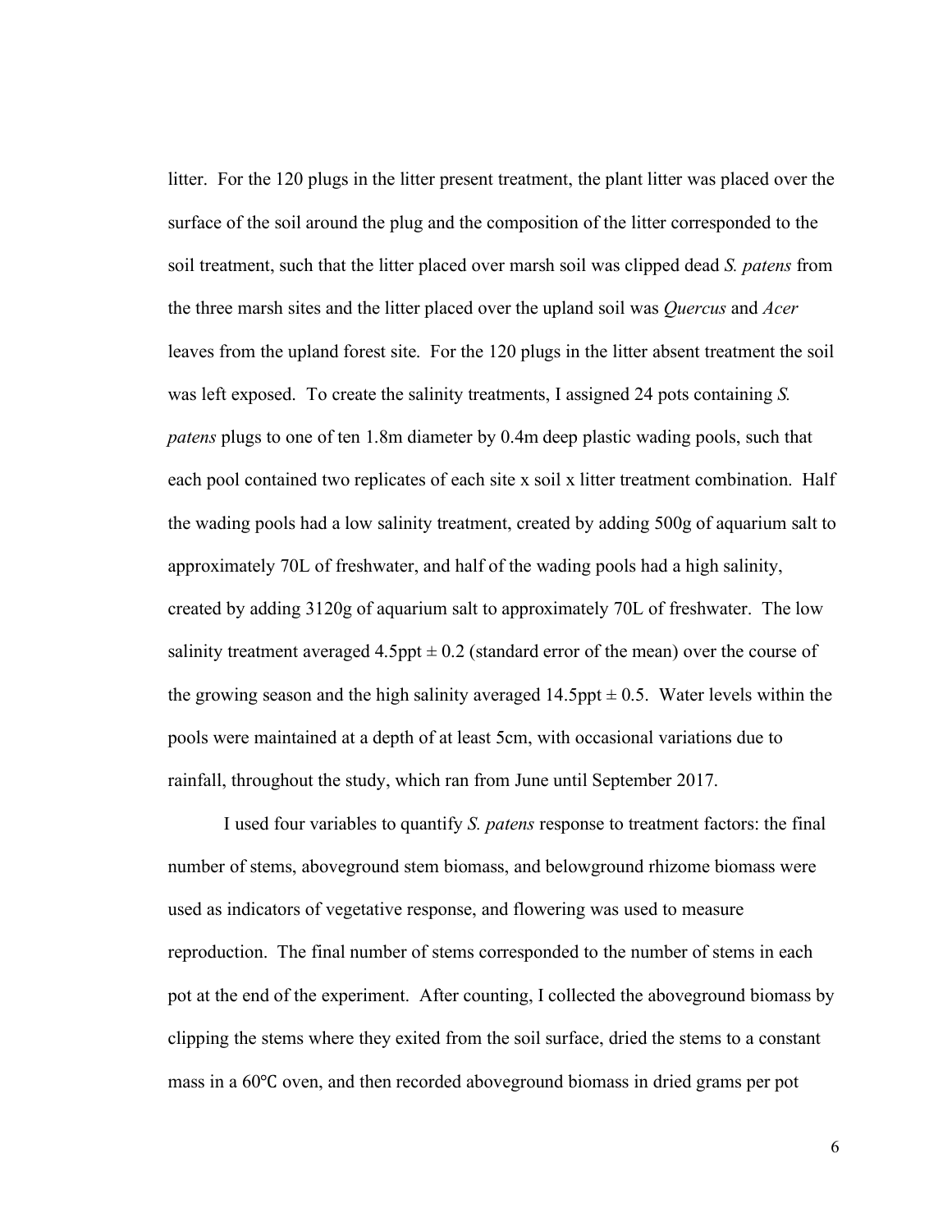litter. For the 120 plugs in the litter present treatment, the plant litter was placed over the surface of the soil around the plug and the composition of the litter corresponded to the soil treatment, such that the litter placed over marsh soil was clipped dead *S. patens* from the three marsh sites and the litter placed over the upland soil was *Quercus* and *Acer* leaves from the upland forest site. For the 120 plugs in the litter absent treatment the soil was left exposed. To create the salinity treatments, I assigned 24 pots containing *S. patens* plugs to one of ten 1.8m diameter by 0.4m deep plastic wading pools, such that each pool contained two replicates of each site x soil x litter treatment combination. Half the wading pools had a low salinity treatment, created by adding 500g of aquarium salt to approximately 70L of freshwater, and half of the wading pools had a high salinity, created by adding 3120g of aquarium salt to approximately 70L of freshwater. The low salinity treatment averaged 4.5ppt ± 0.2 (standard error of the mean) over the course of the growing season and the high salinity averaged 14.5ppt ± 0.5. Water levels within the pools were maintained at a depth of at least 5cm, with occasional variations due to rainfall, throughout the study, which ran from June until September 2017.

I used four variables to quantify *S. patens* response to treatment factors: the final number of stems, aboveground stem biomass, and belowground rhizome biomass were used as indicators of vegetative response, and flowering was used to measure reproduction. The final number of stems corresponded to the number of stems in each pot at the end of the experiment. After counting, I collected the aboveground biomass by clipping the stems where they exited from the soil surface, dried the stems to a constant mass in a 60°C oven, and then recorded aboveground biomass in dried grams per pot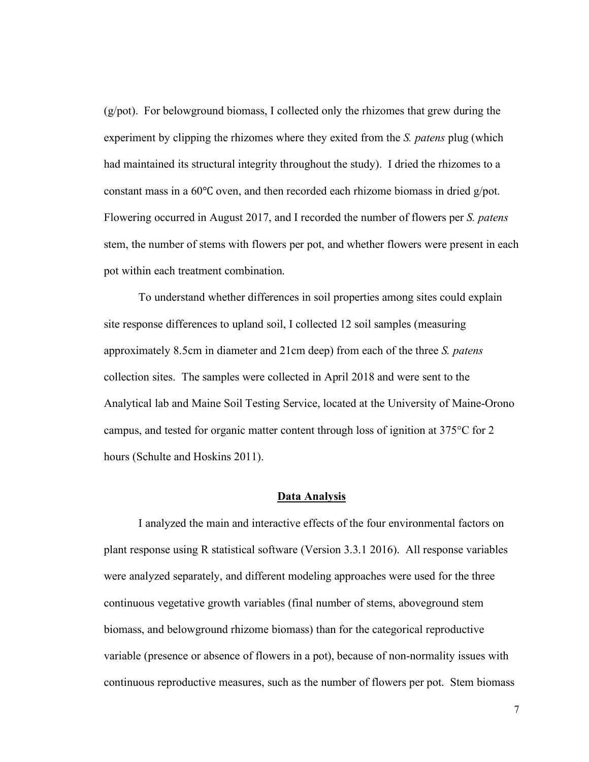(g/pot). For belowground biomass, I collected only the rhizomes that grew during the experiment by clipping the rhizomes where they exited from the *S. patens* plug (which had maintained its structural integrity throughout the study). I dried the rhizomes to a constant mass in a 60℃ oven, and then recorded each rhizome biomass in dried g/pot. Flowering occurred in August 2017, and I recorded the number of flowers per *S. patens* stem, the number of stems with flowers per pot, and whether flowers were present in each pot within each treatment combination.

To understand whether differences in soil properties among sites could explain site response differences to upland soil, I collected 12 soil samples (measuring approximately 8.5cm in diameter and 21cm deep) from each of the three *S. patens* collection sites. The samples were collected in April 2018 and were sent to the Analytical lab and Maine Soil Testing Service, located at the University of Maine-Orono campus, and tested for organic matter content through loss of ignition at 375°C for 2 hours (Schulte and Hoskins 2011).

## Data Analysis

I analyzed the main and interactive effects of the four environmental factors on plant response using R statistical software (Version 3.3.1 2016). All response variables were analyzed separately, and different modeling approaches were used for the three continuous vegetative growth variables (final number of stems, aboveground stem biomass, and belowground rhizome biomass) than for the categorical reproductive variable (presence or absence of flowers in a pot), because of non-normality issues with continuous reproductive measures, such as the number of flowers per pot. Stem biomass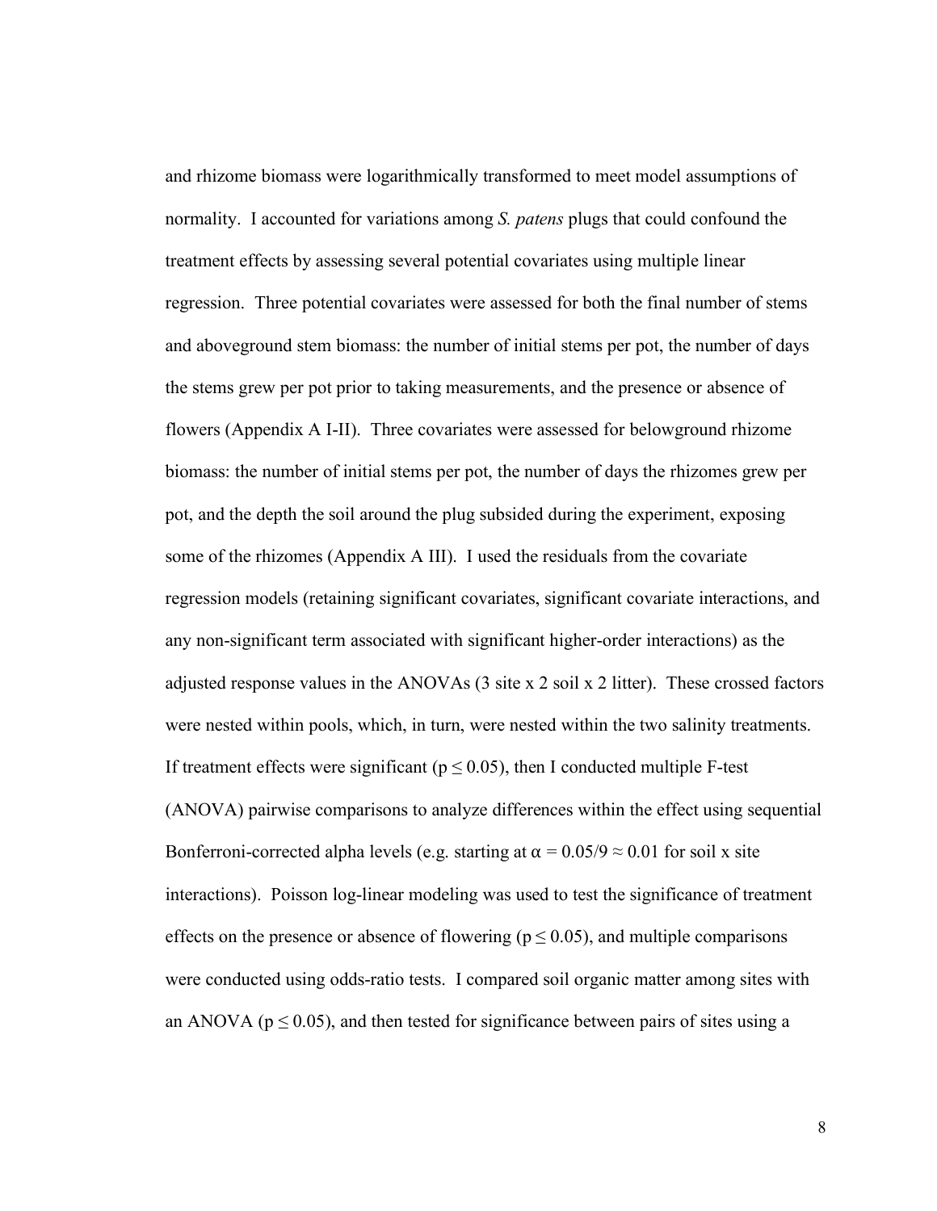and rhizome biomass were logarithmically transformed to meet model assumptions of normality. I accounted for variations among *S. patens* plugs that could confound the treatment effects by assessing several potential covariates using multiple linear regression. Three potential covariates were assessed for both the final number of stems and aboveground stem biomass: the number of initial stems per pot, the number of days the stems grew per pot prior to taking measurements, and the presence or absence of flowers (Appendix A I-II). Three covariates were assessed for belowground rhizome biomass: the number of initial stems per pot, the number of days the rhizomes grew per pot, and the depth the soil around the plug subsided during the experiment, exposing some of the rhizomes (Appendix A III). I used the residuals from the covariate regression models (retaining significant covariates, significant covariate interactions, and any non-significant term associated with significant higher-order interactions) as the adjusted response values in the ANOVAs (3 site x 2 soil x 2 litter). These crossed factors were nested within pools, which, in turn, were nested within the two salinity treatments. If treatment effects were significant ($p \leq 0.05$), then I conducted multiple F-test (ANOVA) pairwise comparisons to analyze differences within the effect using sequential Bonferroni-corrected alpha levels (e.g. starting at $\alpha = 0.05/9 \approx 0.01$ for soil x site interactions). Poisson log-linear modeling was used to test the significance of treatment effects on the presence or absence of flowering ($p \leq 0.05$), and multiple comparisons were conducted using odds-ratio tests. I compared soil organic matter among sites with an ANOVA ($p \leq 0.05$), and then tested for significance between pairs of sites using a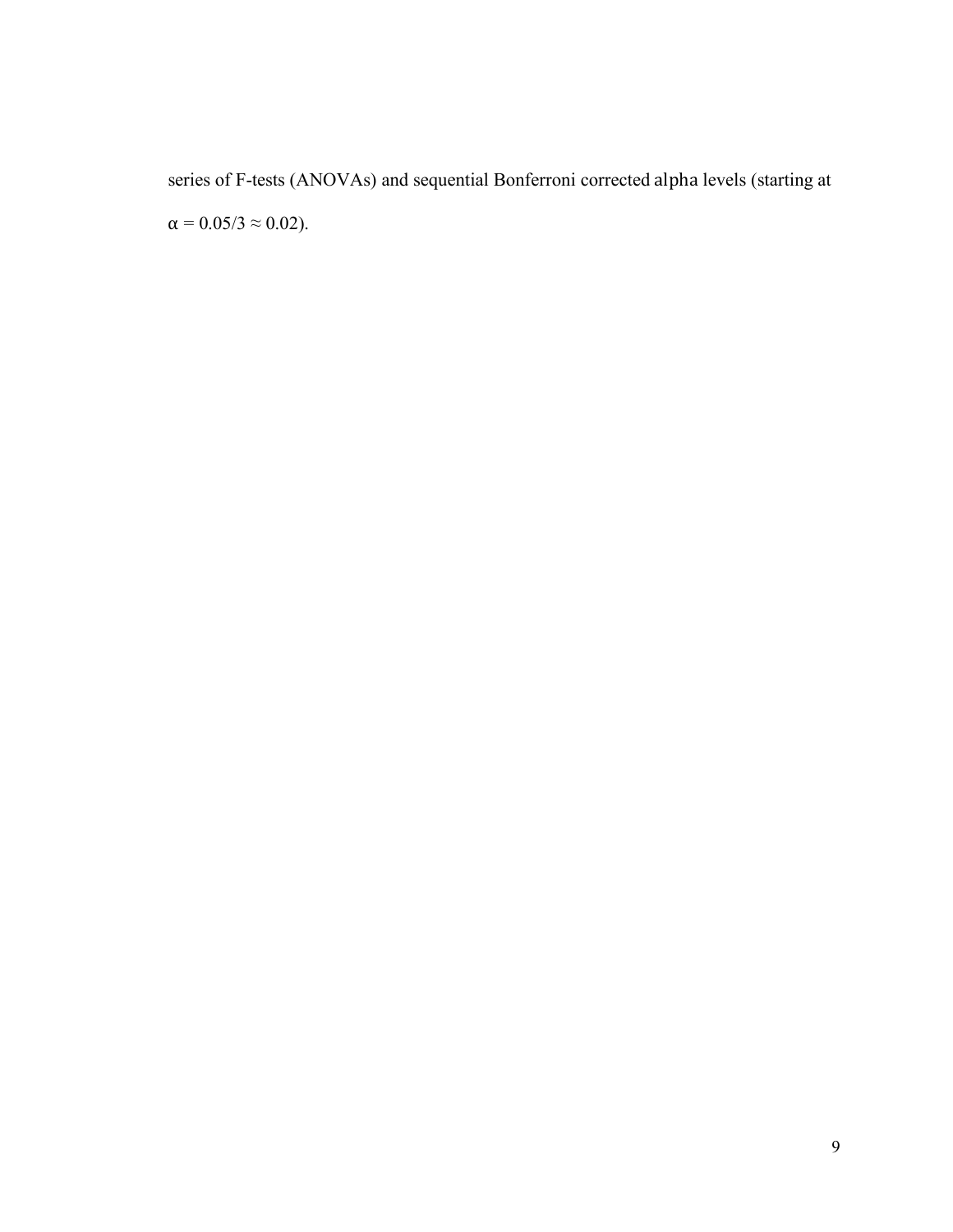series of F-tests (ANOVAs) and sequential Bonferroni corrected alpha levels (starting at $\alpha = 0.05/3 \approx 0.02$).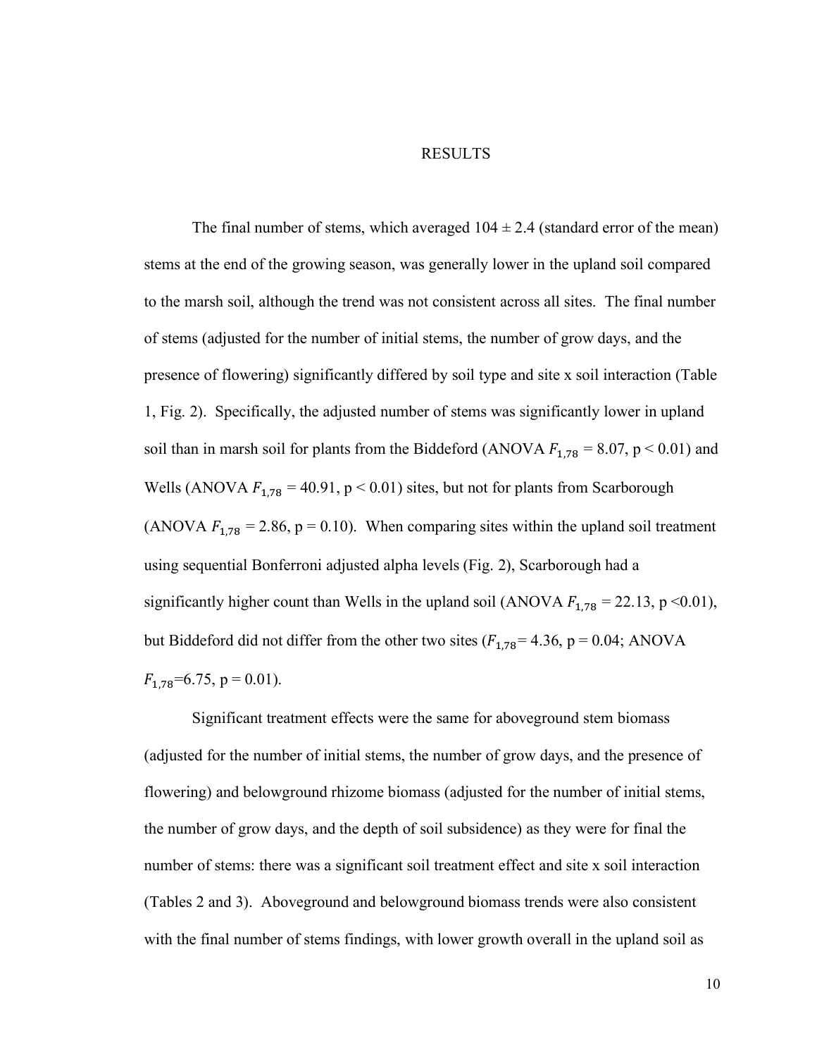# RESULTS

The final number of stems, which averaged 104 ± 2.4 (standard error of the mean) stems at the end of the growing season, was generally lower in the upland soil compared to the marsh soil, although the trend was not consistent across all sites. The final number of stems (adjusted for the number of initial stems, the number of grow days, and the presence of flowering) significantly differed by soil type and site x soil interaction (Table 1, Fig. 2). Specifically, the adjusted number of stems was significantly lower in upland soil than in marsh soil for plants from the Biddeford (ANOVA $F_{1,78}$ = 8.07, p < 0.01) and Wells (ANOVA $F_{1,78}$ = 40.91, p < 0.01) sites, but not for plants from Scarborough (ANOVA $F_{1,78}$ = 2.86, p = 0.10). When comparing sites within the upland soil treatment using sequential Bonferroni adjusted alpha levels (Fig. 2), Scarborough had a significantly higher count than Wells in the upland soil (ANOVA $F_{1,78}$ = 22.13, p <0.01), but Biddeford did not differ from the other two sites ($F_{1,78}$= 4.36, p = 0.04; ANOVA $F_{1,78}$=6.75, p = 0.01).

Significant treatment effects were the same for aboveground stem biomass (adjusted for the number of initial stems, the number of grow days, and the presence of flowering) and belowground rhizome biomass (adjusted for the number of initial stems, the number of grow days, and the depth of soil subsidence) as they were for final the number of stems: there was a significant soil treatment effect and site x soil interaction (Tables 2 and 3). Aboveground and belowground biomass trends were also consistent with the final number of stems findings, with lower growth overall in the upland soil as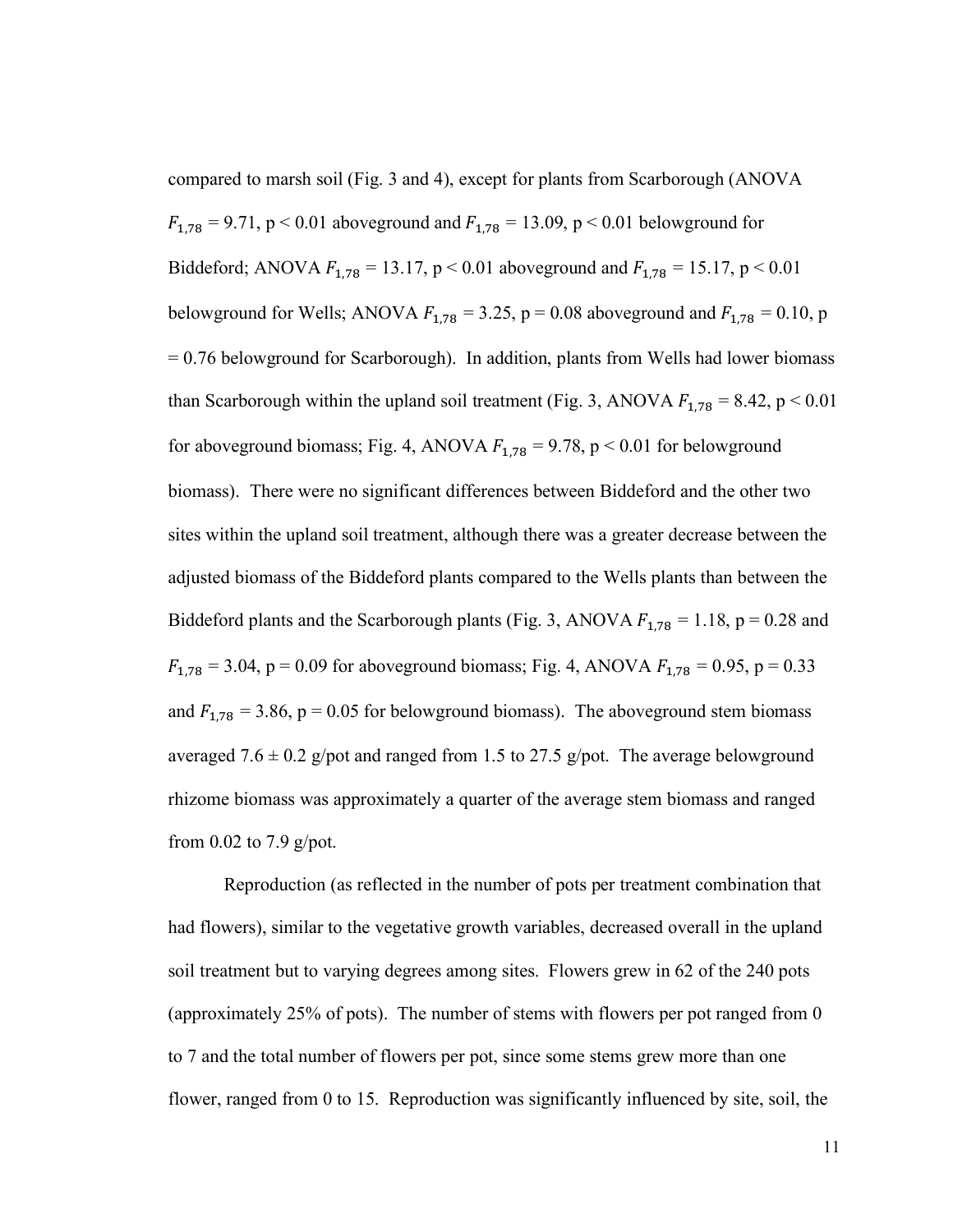compared to marsh soil (Fig. 3 and 4), except for plants from Scarborough (ANOVA $F_{1,78}$ = 9.71, p < 0.01 aboveground and $F_{1,78}$ = 13.09, p < 0.01 belowground for Biddeford; ANOVA $F_{1,78}$ = 13.17, p < 0.01 aboveground and $F_{1,78}$ = 15.17, p < 0.01 belowground for Wells; ANOVA $F_{1,78}$ = 3.25, p = 0.08 aboveground and $F_{1,78}$ = 0.10, p = 0.76 belowground for Scarborough). In addition, plants from Wells had lower biomass than Scarborough within the upland soil treatment (Fig. 3, ANOVA $F_{1,78}$ = 8.42, p < 0.01 for aboveground biomass; Fig. 4, ANOVA $F_{1,78}$ = 9.78, p < 0.01 for belowground biomass). There were no significant differences between Biddeford and the other two sites within the upland soil treatment, although there was a greater decrease between the adjusted biomass of the Biddeford plants compared to the Wells plants than between the Biddeford plants and the Scarborough plants (Fig. 3, ANOVA $F_{1,78}$ = 1.18, p = 0.28 and $F_{1,78}$ = 3.04, p = 0.09 for aboveground biomass; Fig. 4, ANOVA $F_{1,78}$ = 0.95, p = 0.33 and $F_{1,78}$ = 3.86, p = 0.05 for belowground biomass). The aboveground stem biomass averaged 7.6 ± 0.2 g/pot and ranged from 1.5 to 27.5 g/pot. The average belowground rhizome biomass was approximately a quarter of the average stem biomass and ranged from 0.02 to 7.9 g/pot.

Reproduction (as reflected in the number of pots per treatment combination that had flowers), similar to the vegetative growth variables, decreased overall in the upland soil treatment but to varying degrees among sites. Flowers grew in 62 of the 240 pots (approximately 25% of pots). The number of stems with flowers per pot ranged from 0 to 7 and the total number of flowers per pot, since some stems grew more than one flower, ranged from 0 to 15. Reproduction was significantly influenced by site, soil, the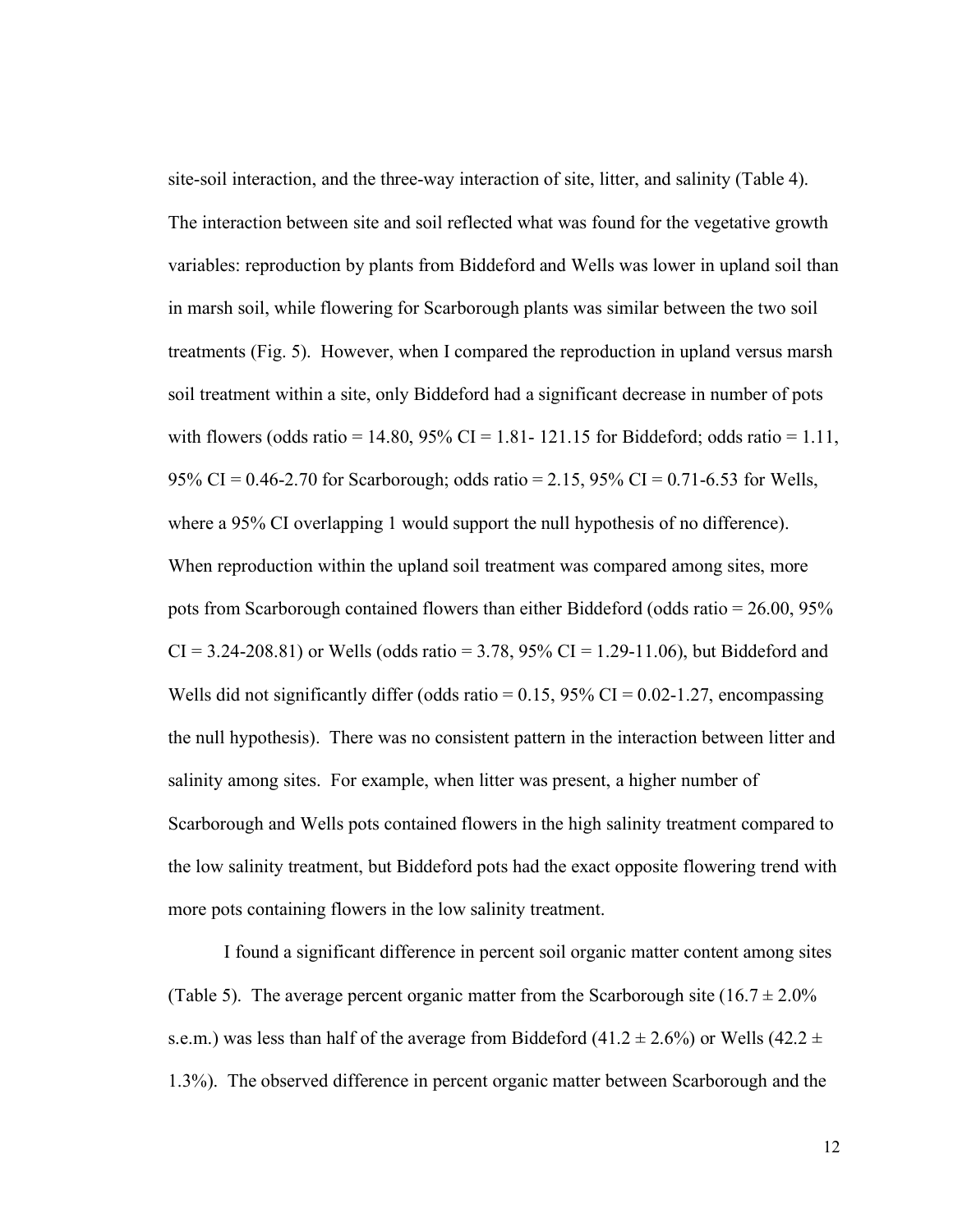site-soil interaction, and the three-way interaction of site, litter, and salinity (Table 4). The interaction between site and soil reflected what was found for the vegetative growth variables: reproduction by plants from Biddeford and Wells was lower in upland soil than in marsh soil, while flowering for Scarborough plants was similar between the two soil treatments (Fig. 5). However, when I compared the reproduction in upland versus marsh soil treatment within a site, only Biddeford had a significant decrease in number of pots with flowers (odds ratio = 14.80, 95% CI = 1.81- 121.15 for Biddeford; odds ratio = 1.11, 95% CI = 0.46-2.70 for Scarborough; odds ratio = 2.15, 95% CI = 0.71-6.53 for Wells, where a 95% CI overlapping 1 would support the null hypothesis of no difference). When reproduction within the upland soil treatment was compared among sites, more pots from Scarborough contained flowers than either Biddeford (odds ratio = 26.00, 95% CI = 3.24-208.81) or Wells (odds ratio = 3.78, 95% CI = 1.29-11.06), but Biddeford and Wells did not significantly differ (odds ratio = 0.15, 95% CI = 0.02-1.27, encompassing the null hypothesis). There was no consistent pattern in the interaction between litter and salinity among sites. For example, when litter was present, a higher number of Scarborough and Wells pots contained flowers in the high salinity treatment compared to the low salinity treatment, but Biddeford pots had the exact opposite flowering trend with more pots containing flowers in the low salinity treatment.

I found a significant difference in percent soil organic matter content among sites (Table 5). The average percent organic matter from the Scarborough site ($16.7 \pm 2.0\%$ s.e.m.) was less than half of the average from Biddeford ($41.2 \pm 2.6\%$) or Wells ($42.2 \pm 1.3\%$). The observed difference in percent organic matter between Scarborough and the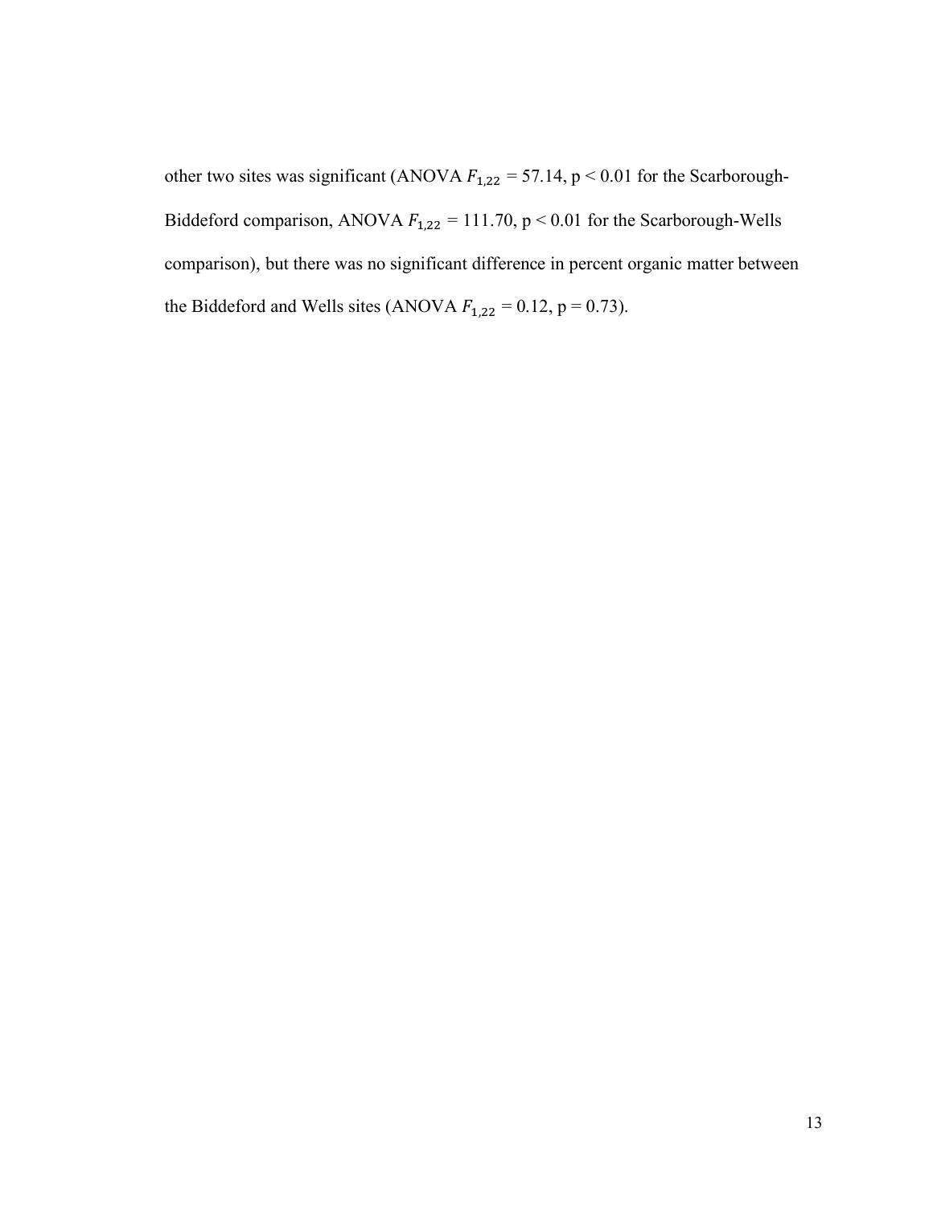other two sites was significant (ANOVA $F_{1,22}$ = 57.14, p < 0.01 for the Scarborough-Biddeford comparison, ANOVA $F_{1,22}$ = 111.70, p < 0.01 for the Scarborough-Wells comparison), but there was no significant difference in percent organic matter between the Biddeford and Wells sites (ANOVA $F_{1,22}$ = 0.12, p = 0.73).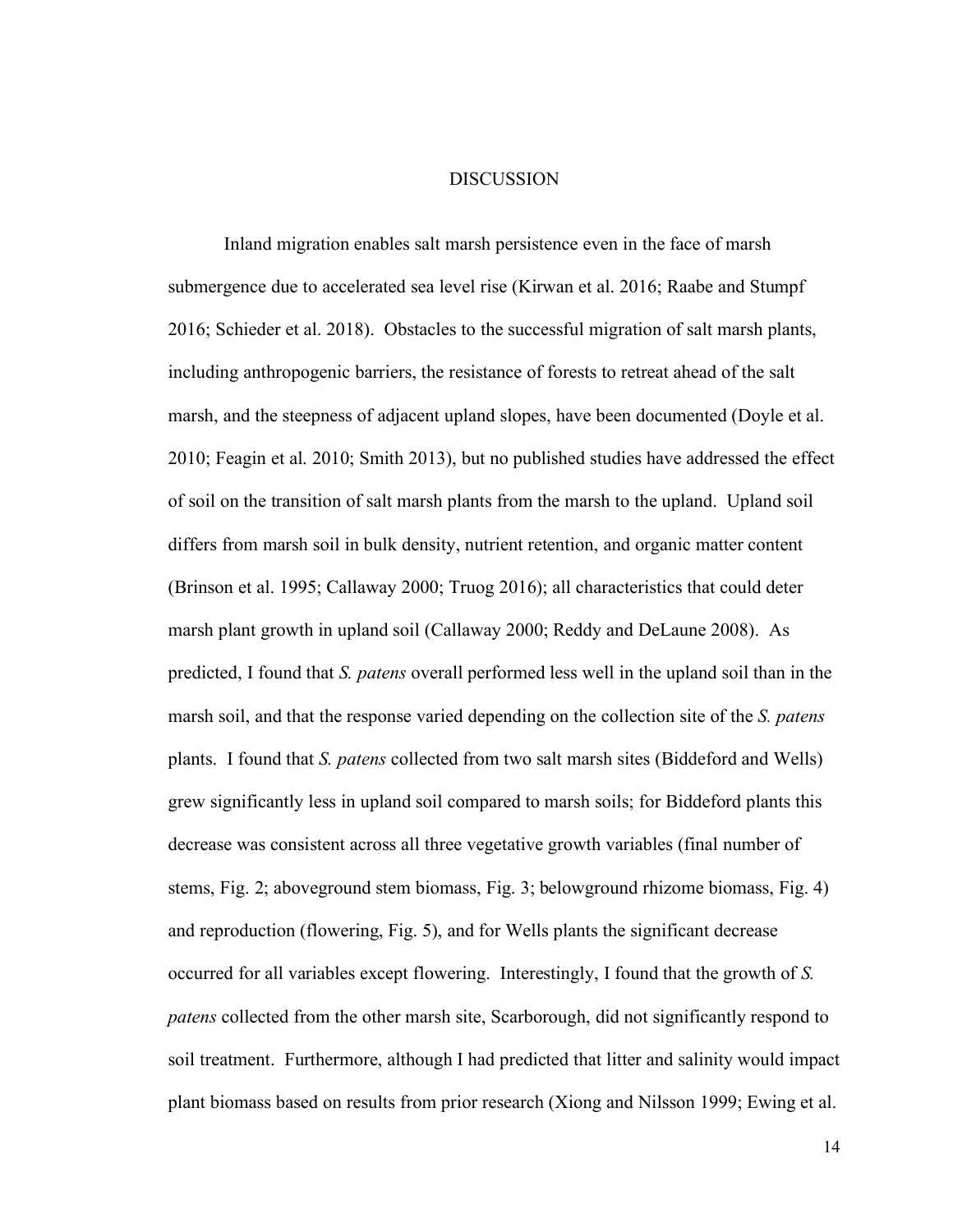# DISCUSSION

Inland migration enables salt marsh persistence even in the face of marsh submergence due to accelerated sea level rise (Kirwan et al. 2016; Raabe and Stumpf 2016; Schieder et al. 2018). Obstacles to the successful migration of salt marsh plants, including anthropogenic barriers, the resistance of forests to retreat ahead of the salt marsh, and the steepness of adjacent upland slopes, have been documented (Doyle et al. 2010; Feagin et al. 2010; Smith 2013), but no published studies have addressed the effect of soil on the transition of salt marsh plants from the marsh to the upland. Upland soil differs from marsh soil in bulk density, nutrient retention, and organic matter content (Brinson et al. 1995; Callaway 2000; Truog 2016); all characteristics that could deter marsh plant growth in upland soil (Callaway 2000; Reddy and DeLaune 2008). As predicted, I found that *S. patens* overall performed less well in the upland soil than in the marsh soil, and that the response varied depending on the collection site of the *S. patens* plants. I found that *S. patens* collected from two salt marsh sites (Biddeford and Wells) grew significantly less in upland soil compared to marsh soils; for Biddeford plants this decrease was consistent across all three vegetative growth variables (final number of stems, Fig. 2; aboveground stem biomass, Fig. 3; belowground rhizome biomass, Fig. 4) and reproduction (flowering, Fig. 5), and for Wells plants the significant decrease occurred for all variables except flowering. Interestingly, I found that the growth of *S. patens* collected from the other marsh site, Scarborough, did not significantly respond to soil treatment. Furthermore, although I had predicted that litter and salinity would impact plant biomass based on results from prior research (Xiong and Nilsson 1999; Ewing et al.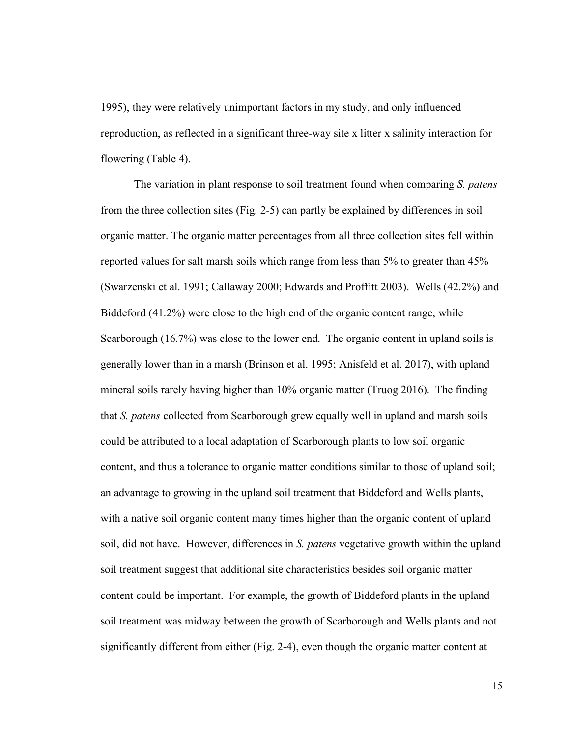1995), they were relatively unimportant factors in my study, and only influenced reproduction, as reflected in a significant three-way site x litter x salinity interaction for flowering (Table 4).

The variation in plant response to soil treatment found when comparing *S. patens* from the three collection sites (Fig. 2-5) can partly be explained by differences in soil organic matter. The organic matter percentages from all three collection sites fell within reported values for salt marsh soils which range from less than 5% to greater than 45% (Swarzenski et al. 1991; Callaway 2000; Edwards and Proffitt 2003). Wells (42.2%) and Biddeford (41.2%) were close to the high end of the organic content range, while Scarborough (16.7%) was close to the lower end. The organic content in upland soils is generally lower than in a marsh (Brinson et al. 1995; Anisfeld et al. 2017), with upland mineral soils rarely having higher than 10% organic matter (Truog 2016). The finding that *S. patens* collected from Scarborough grew equally well in upland and marsh soils could be attributed to a local adaptation of Scarborough plants to low soil organic content, and thus a tolerance to organic matter conditions similar to those of upland soil; an advantage to growing in the upland soil treatment that Biddeford and Wells plants, with a native soil organic content many times higher than the organic content of upland soil, did not have. However, differences in *S. patens* vegetative growth within the upland soil treatment suggest that additional site characteristics besides soil organic matter content could be important. For example, the growth of Biddeford plants in the upland soil treatment was midway between the growth of Scarborough and Wells plants and not significantly different from either (Fig. 2-4), even though the organic matter content at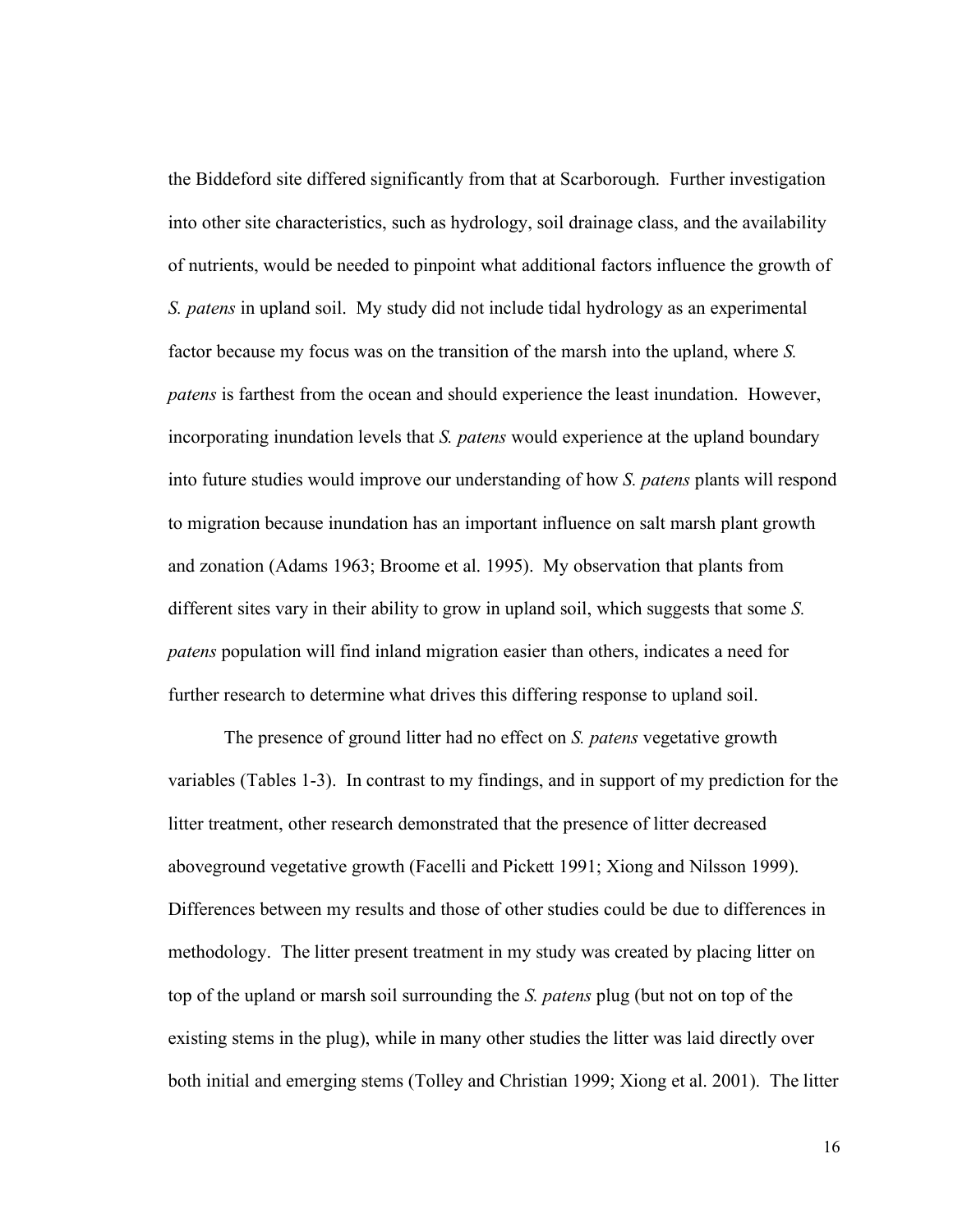the Biddeford site differed significantly from that at Scarborough. Further investigation into other site characteristics, such as hydrology, soil drainage class, and the availability of nutrients, would be needed to pinpoint what additional factors influence the growth of *S. patens* in upland soil. My study did not include tidal hydrology as an experimental factor because my focus was on the transition of the marsh into the upland, where *S. patens* is farthest from the ocean and should experience the least inundation. However, incorporating inundation levels that *S. patens* would experience at the upland boundary into future studies would improve our understanding of how *S. patens* plants will respond to migration because inundation has an important influence on salt marsh plant growth and zonation (Adams 1963; Broome et al. 1995). My observation that plants from different sites vary in their ability to grow in upland soil, which suggests that some *S. patens* population will find inland migration easier than others, indicates a need for further research to determine what drives this differing response to upland soil.

The presence of ground litter had no effect on *S. patens* vegetative growth variables (Tables 1-3). In contrast to my findings, and in support of my prediction for the litter treatment, other research demonstrated that the presence of litter decreased aboveground vegetative growth (Facelli and Pickett 1991; Xiong and Nilsson 1999). Differences between my results and those of other studies could be due to differences in methodology. The litter present treatment in my study was created by placing litter on top of the upland or marsh soil surrounding the *S. patens* plug (but not on top of the existing stems in the plug), while in many other studies the litter was laid directly over both initial and emerging stems (Tolley and Christian 1999; Xiong et al. 2001). The litter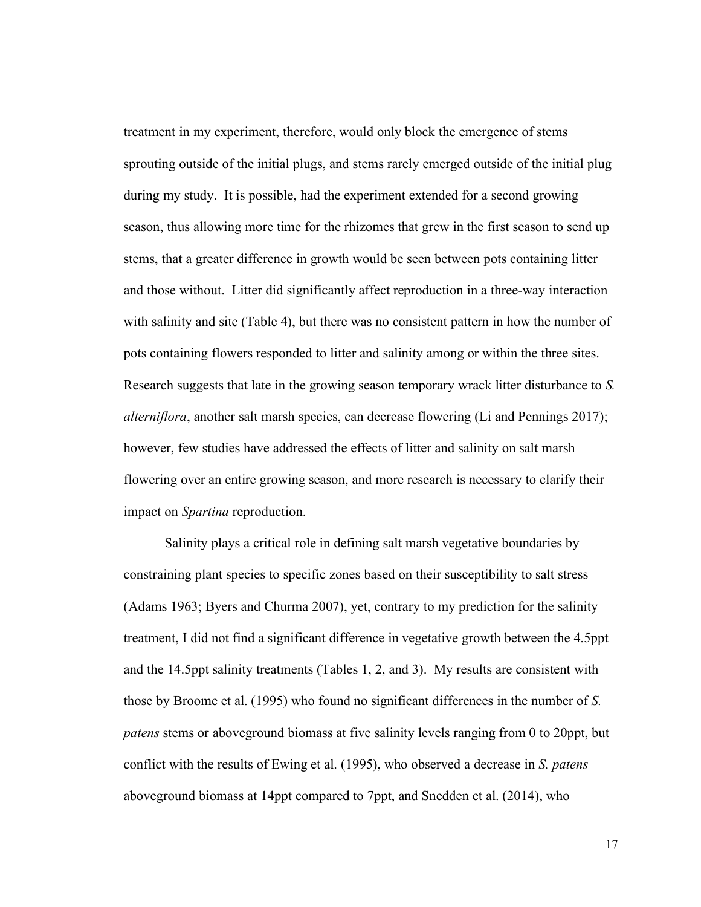treatment in my experiment, therefore, would only block the emergence of stems sprouting outside of the initial plugs, and stems rarely emerged outside of the initial plug during my study. It is possible, had the experiment extended for a second growing season, thus allowing more time for the rhizomes that grew in the first season to send up stems, that a greater difference in growth would be seen between pots containing litter and those without. Litter did significantly affect reproduction in a three-way interaction with salinity and site (Table 4), but there was no consistent pattern in how the number of pots containing flowers responded to litter and salinity among or within the three sites. Research suggests that late in the growing season temporary wrack litter disturbance to *S. alterniflora*, another salt marsh species, can decrease flowering (Li and Pennings 2017); however, few studies have addressed the effects of litter and salinity on salt marsh flowering over an entire growing season, and more research is necessary to clarify their impact on *Spartina* reproduction.

Salinity plays a critical role in defining salt marsh vegetative boundaries by constraining plant species to specific zones based on their susceptibility to salt stress (Adams 1963; Byers and Churma 2007), yet, contrary to my prediction for the salinity treatment, I did not find a significant difference in vegetative growth between the 4.5ppt and the 14.5ppt salinity treatments (Tables 1, 2, and 3). My results are consistent with those by Broome et al. (1995) who found no significant differences in the number of *S. patens* stems or aboveground biomass at five salinity levels ranging from 0 to 20ppt, but conflict with the results of Ewing et al. (1995), who observed a decrease in *S. patens* aboveground biomass at 14ppt compared to 7ppt, and Snedden et al. (2014), who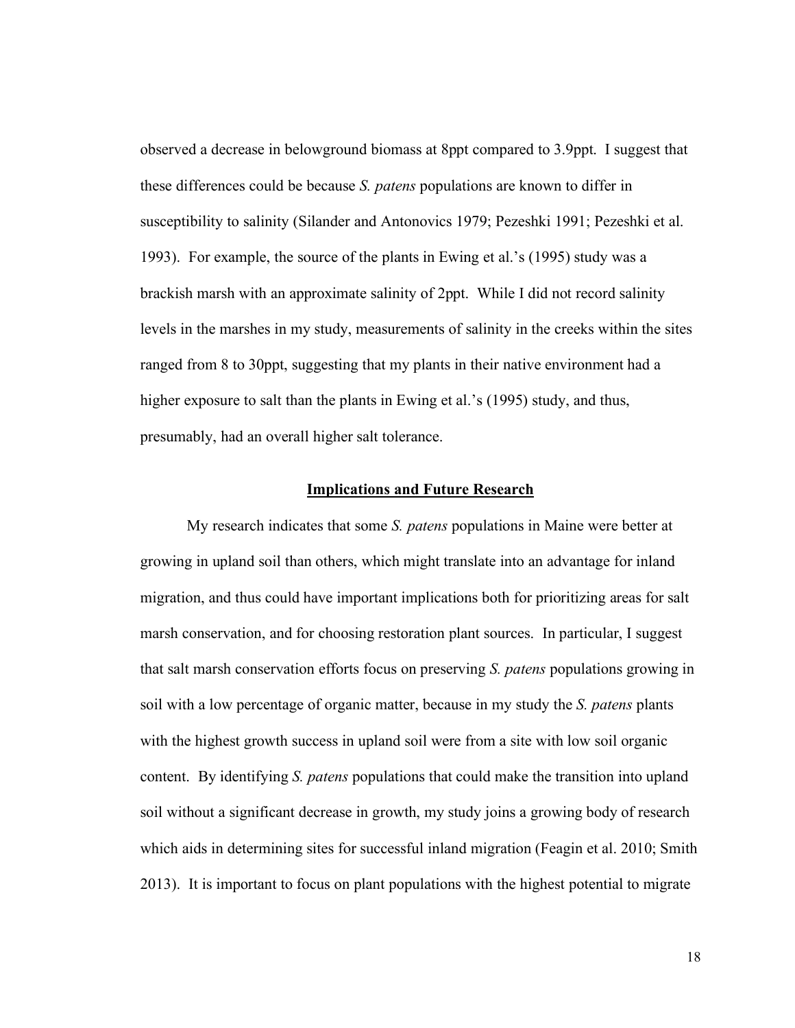observed a decrease in belowground biomass at 8ppt compared to 3.9ppt. I suggest that these differences could be because *S. patens* populations are known to differ in susceptibility to salinity (Silander and Antonovics 1979; Pezeshki 1991; Pezeshki et al. 1993). For example, the source of the plants in Ewing et al.'s (1995) study was a brackish marsh with an approximate salinity of 2ppt. While I did not record salinity levels in the marshes in my study, measurements of salinity in the creeks within the sites ranged from 8 to 30ppt, suggesting that my plants in their native environment had a higher exposure to salt than the plants in Ewing et al.'s (1995) study, and thus, presumably, had an overall higher salt tolerance.

## Implications and Future Research

My research indicates that some *S. patens* populations in Maine were better at growing in upland soil than others, which might translate into an advantage for inland migration, and thus could have important implications both for prioritizing areas for salt marsh conservation, and for choosing restoration plant sources. In particular, I suggest that salt marsh conservation efforts focus on preserving *S. patens* populations growing in soil with a low percentage of organic matter, because in my study the *S. patens* plants with the highest growth success in upland soil were from a site with low soil organic content. By identifying *S. patens* populations that could make the transition into upland soil without a significant decrease in growth, my study joins a growing body of research which aids in determining sites for successful inland migration (Feagin et al. 2010; Smith 2013). It is important to focus on plant populations with the highest potential to migrate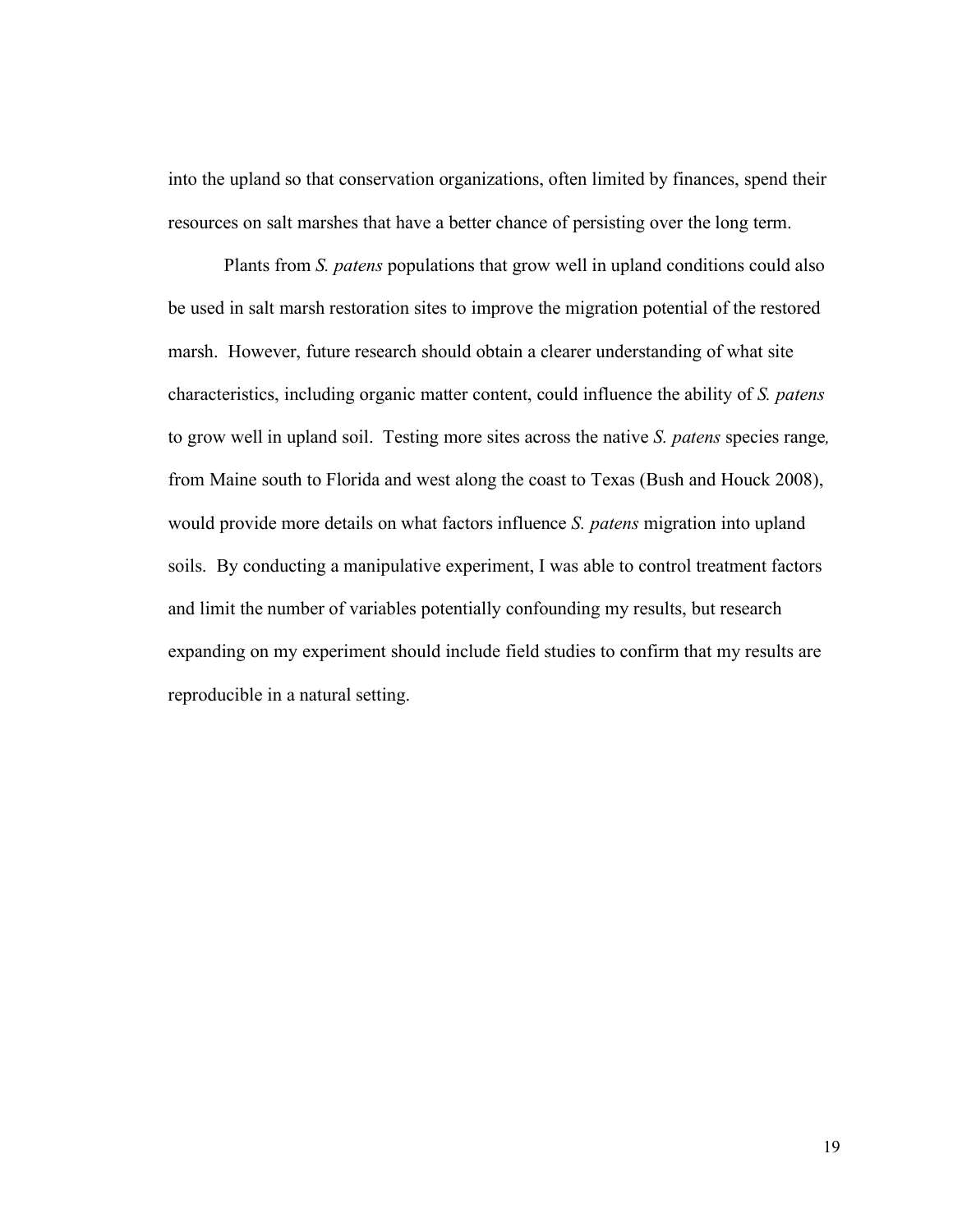into the upland so that conservation organizations, often limited by finances, spend their resources on salt marshes that have a better chance of persisting over the long term.

Plants from *S. patens* populations that grow well in upland conditions could also be used in salt marsh restoration sites to improve the migration potential of the restored marsh. However, future research should obtain a clearer understanding of what site characteristics, including organic matter content, could influence the ability of *S. patens* to grow well in upland soil. Testing more sites across the native *S. patens* species range, from Maine south to Florida and west along the coast to Texas (Bush and Houck 2008), would provide more details on what factors influence *S. patens* migration into upland soils. By conducting a manipulative experiment, I was able to control treatment factors and limit the number of variables potentially confounding my results, but research expanding on my experiment should include field studies to confirm that my results are reproducible in a natural setting.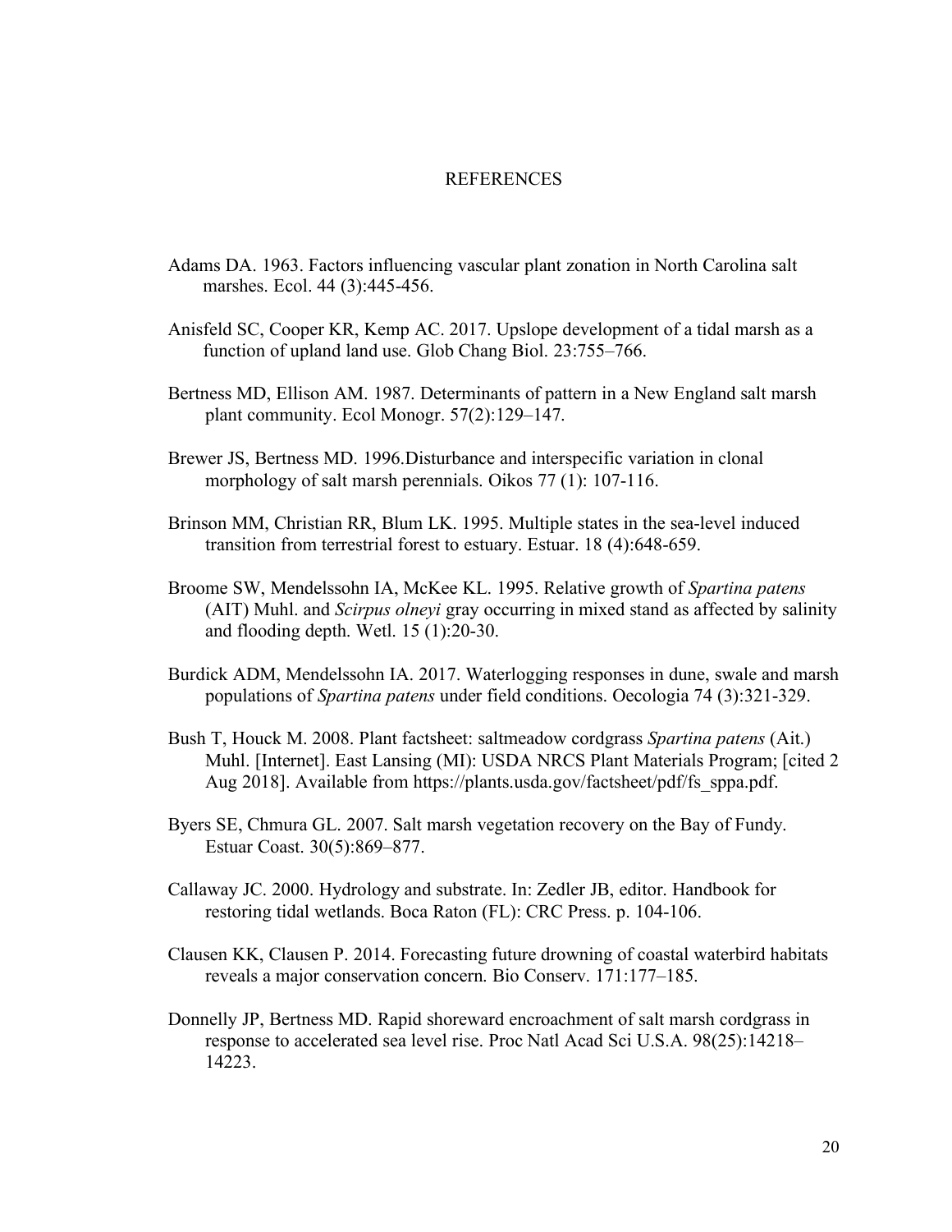# REFERENCES

Adams DA. 1963. Factors influencing vascular plant zonation in North Carolina salt marshes. Ecol. 44 (3):445-456.

Anisfeld SC, Cooper KR, Kemp AC. 2017. Upslope development of a tidal marsh as a function of upland land use. Glob Chang Biol. 23:755–766.

Bertness MD, Ellison AM. 1987. Determinants of pattern in a New England salt marsh plant community. Ecol Monogr. 57(2):129–147.

Brewer JS, Bertness MD. 1996.Disturbance and interspecific variation in clonal morphology of salt marsh perennials. Oikos 77 (1): 107-116.

Brinson MM, Christian RR, Blum LK. 1995. Multiple states in the sea-level induced transition from terrestrial forest to estuary. Estuar. 18 (4):648-659.

Broome SW, Mendelssohn IA, McKee KL. 1995. Relative growth of *Spartina patens* (AIT) Muhl. and *Scirpus olneyi* gray occurring in mixed stand as affected by salinity and flooding depth. Wetl. 15 (1):20-30.

Burdick ADM, Mendelssohn IA. 2017. Waterlogging responses in dune, swale and marsh populations of *Spartina patens* under field conditions. Oecologia 74 (3):321-329.

Bush T, Houck M. 2008. Plant factsheet: saltmeadow cordgrass *Spartina patens* (Ait.) Muhl. [Internet]. East Lansing (MI): USDA NRCS Plant Materials Program; [cited 2 Aug 2018]. Available from https://plants.usda.gov/factsheet/pdf/fs_sppa.pdf.

Byers SE, Chmura GL. 2007. Salt marsh vegetation recovery on the Bay of Fundy. Estuar Coast. 30(5):869–877.

Callaway JC. 2000. Hydrology and substrate. In: Zedler JB, editor. Handbook for restoring tidal wetlands. Boca Raton (FL): CRC Press. p. 104-106.

Clausen KK, Clausen P. 2014. Forecasting future drowning of coastal waterbird habitats reveals a major conservation concern. Bio Conserv. 171:177–185.

Donnelly JP, Bertness MD. Rapid shoreward encroachment of salt marsh cordgrass in response to accelerated sea level rise. Proc Natl Acad Sci U.S.A. 98(25):14218–14223.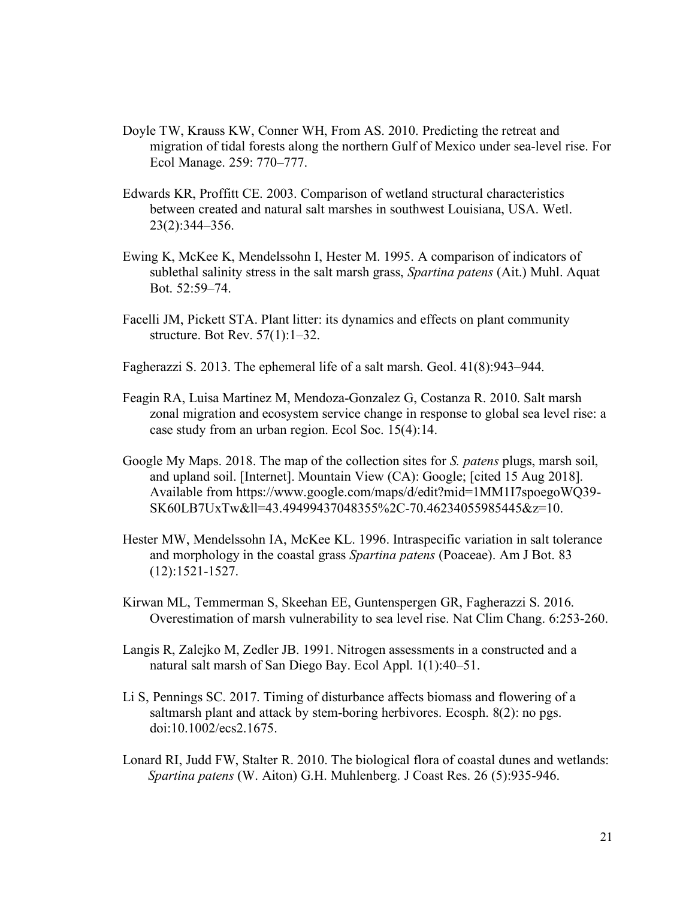Doyle TW, Krauss KW, Conner WH, From AS. 2010. Predicting the retreat and migration of tidal forests along the northern Gulf of Mexico under sea-level rise. For Ecol Manage. 259: 770–777.

Edwards KR, Proffitt CE. 2003. Comparison of wetland structural characteristics between created and natural salt marshes in southwest Louisiana, USA. Wetl. 23(2):344–356.

Ewing K, McKee K, Mendelssohn I, Hester M. 1995. A comparison of indicators of sublethal salinity stress in the salt marsh grass, *Spartina patens* (Ait.) Muhl. Aquat Bot. 52:59–74.

Facelli JM, Pickett STA. Plant litter: its dynamics and effects on plant community structure. Bot Rev. 57(1):1–32.

Fagherazzi S. 2013. The ephemeral life of a salt marsh. Geol. 41(8):943–944.

Feagin RA, Luisa Martinez M, Mendoza-Gonzalez G, Costanza R. 2010. Salt marsh zonal migration and ecosystem service change in response to global sea level rise: a case study from an urban region. Ecol Soc. 15(4):14.

Google My Maps. 2018. The map of the collection sites for *S. patens* plugs, marsh soil, and upland soil. [Internet]. Mountain View (CA): Google; [cited 15 Aug 2018]. Available from https://www.google.com/maps/d/edit?mid=1MM1I7spoegoWQ39-SK60LB7UxTw&ll=43.49499437048355%2C-70.46234055985445&z=10.

Hester MW, Mendelssohn IA, McKee KL. 1996. Intraspecific variation in salt tolerance and morphology in the coastal grass *Spartina patens* (Poaceae). Am J Bot. 83 (12):1521-1527.

Kirwan ML, Temmerman S, Skeehan EE, Guntenspergen GR, Fagherazzi S. 2016. Overestimation of marsh vulnerability to sea level rise. Nat Clim Chang. 6:253-260.

Langis R, Zalejko M, Zedler JB. 1991. Nitrogen assessments in a constructed and a natural salt marsh of San Diego Bay. Ecol Appl. 1(1):40–51.

Li S, Pennings SC. 2017. Timing of disturbance affects biomass and flowering of a saltmarsh plant and attack by stem-boring herbivores. Ecosph. 8(2): no pgs. doi:10.1002/ecs2.1675.

Lonard RI, Judd FW, Stalter R. 2010. The biological flora of coastal dunes and wetlands: *Spartina patens* (W. Aiton) G.H. Muhlenberg. J Coast Res. 26 (5):935-946.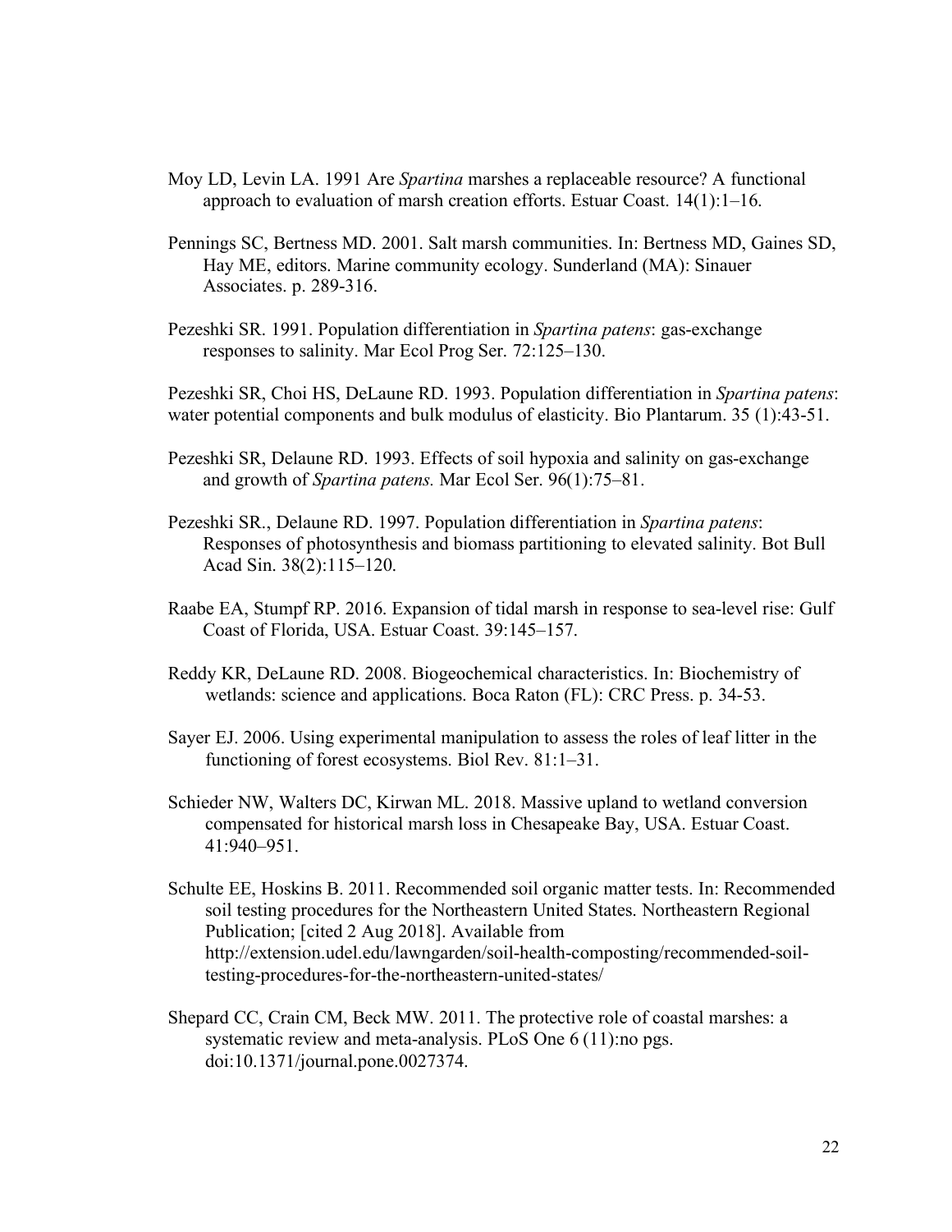Moy LD, Levin LA. 1991 Are *Spartina* marshes a replaceable resource? A functional approach to evaluation of marsh creation efforts. Estuar Coast. 14(1):1–16.

Pennings SC, Bertness MD. 2001. Salt marsh communities. In: Bertness MD, Gaines SD, Hay ME, editors. Marine community ecology. Sunderland (MA): Sinauer Associates. p. 289-316.

Pezeshki SR. 1991. Population differentiation in *Spartina patens*: gas-exchange responses to salinity. Mar Ecol Prog Ser. 72:125–130.

Pezeshki SR, Choi HS, DeLaune RD. 1993. Population differentiation in *Spartina patens*: water potential components and bulk modulus of elasticity. Bio Plantarum. 35 (1):43-51.

Pezeshki SR, Delaune RD. 1993. Effects of soil hypoxia and salinity on gas-exchange and growth of *Spartina patens.* Mar Ecol Ser. 96(1):75–81.

Pezeshki SR., Delaune RD. 1997. Population differentiation in *Spartina patens*: Responses of photosynthesis and biomass partitioning to elevated salinity. Bot Bull Acad Sin. 38(2):115–120.

Raabe EA, Stumpf RP. 2016. Expansion of tidal marsh in response to sea-level rise: Gulf Coast of Florida, USA. Estuar Coast. 39:145–157.

Reddy KR, DeLaune RD. 2008. Biogeochemical characteristics. In: Biochemistry of wetlands: science and applications. Boca Raton (FL): CRC Press. p. 34-53.

Sayer EJ. 2006. Using experimental manipulation to assess the roles of leaf litter in the functioning of forest ecosystems. Biol Rev. 81:1–31.

Schieder NW, Walters DC, Kirwan ML. 2018. Massive upland to wetland conversion compensated for historical marsh loss in Chesapeake Bay, USA. Estuar Coast. 41:940–951.

Schulte EE, Hoskins B. 2011. Recommended soil organic matter tests. In: Recommended soil testing procedures for the Northeastern United States. Northeastern Regional Publication; [cited 2 Aug 2018]. Available from http://extension.udel.edu/lawngarden/soil-health-composting/recommended-soil-testing-procedures-for-the-northeastern-united-states/

Shepard CC, Crain CM, Beck MW. 2011. The protective role of coastal marshes: a systematic review and meta-analysis. PLoS One 6 (11):no pgs. doi:10.1371/journal.pone.0027374.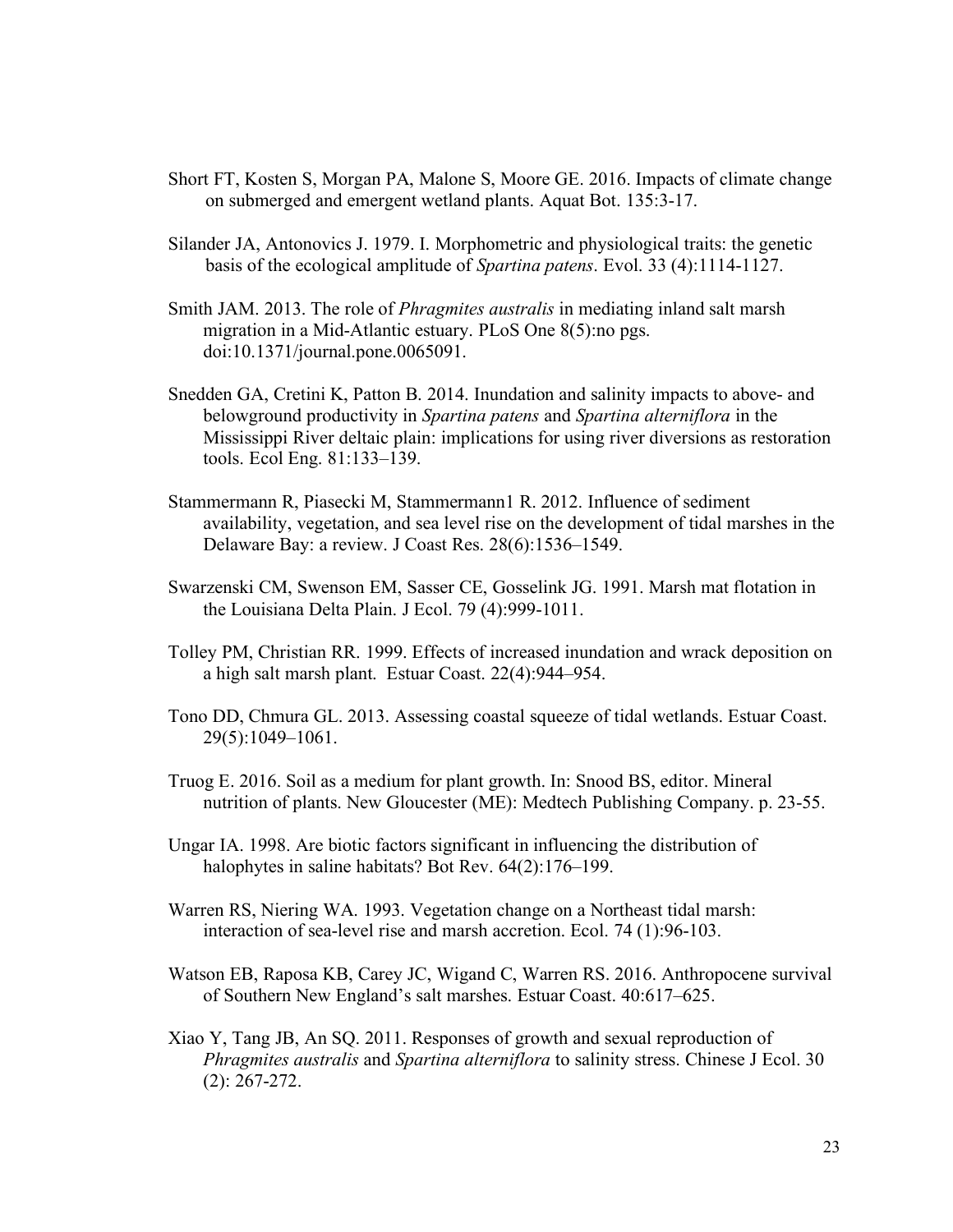Short FT, Kosten S, Morgan PA, Malone S, Moore GE. 2016. Impacts of climate change on submerged and emergent wetland plants. Aquat Bot. 135:3-17.

Silander JA, Antonovics J. 1979. I. Morphometric and physiological traits: the genetic basis of the ecological amplitude of *Spartina patens*. Evol. 33 (4):1114-1127.

Smith JAM. 2013. The role of *Phragmites australis* in mediating inland salt marsh migration in a Mid-Atlantic estuary. PLoS One 8(5):no pgs. doi:10.1371/journal.pone.0065091.

Snedden GA, Cretini K, Patton B. 2014. Inundation and salinity impacts to above- and belowground productivity in *Spartina patens* and *Spartina alterniflora* in the Mississippi River deltaic plain: implications for using river diversions as restoration tools. Ecol Eng. 81:133–139.

Stammermann R, Piasecki M, Stammermann1 R. 2012. Influence of sediment availability, vegetation, and sea level rise on the development of tidal marshes in the Delaware Bay: a review. J Coast Res. 28(6):1536–1549.

Swarzenski CM, Swenson EM, Sasser CE, Gosselink JG. 1991. Marsh mat flotation in the Louisiana Delta Plain. J Ecol. 79 (4):999-1011.

Tolley PM, Christian RR. 1999. Effects of increased inundation and wrack deposition on a high salt marsh plant. Estuar Coast. 22(4):944–954.

Tono DD, Chmura GL. 2013. Assessing coastal squeeze of tidal wetlands. Estuar Coast. 29(5):1049–1061.

Truog E. 2016. Soil as a medium for plant growth. In: Snood BS, editor. Mineral nutrition of plants. New Gloucester (ME): Medtech Publishing Company. p. 23-55.

Ungar IA. 1998. Are biotic factors significant in influencing the distribution of halophytes in saline habitats? Bot Rev. 64(2):176–199.

Warren RS, Niering WA. 1993. Vegetation change on a Northeast tidal marsh: interaction of sea-level rise and marsh accretion. Ecol. 74 (1):96-103.

Watson EB, Raposa KB, Carey JC, Wigand C, Warren RS. 2016. Anthropocene survival of Southern New England's salt marshes. Estuar Coast. 40:617–625.

Xiao Y, Tang JB, An SQ. 2011. Responses of growth and sexual reproduction of *Phragmites australis* and *Spartina alterniflora* to salinity stress. Chinese J Ecol. 30 (2): 267-272.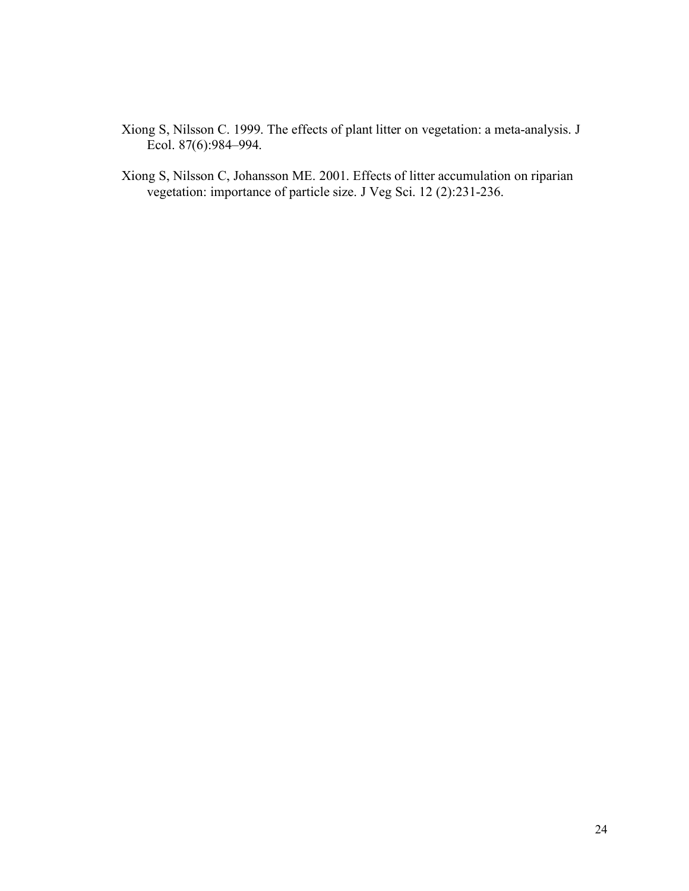Xiong S, Nilsson C. 1999. The effects of plant litter on vegetation: a meta-analysis. J Ecol. 87(6):984–994.

Xiong S, Nilsson C, Johansson ME. 2001. Effects of litter accumulation on riparian vegetation: importance of particle size. J Veg Sci. 12 (2):231-236.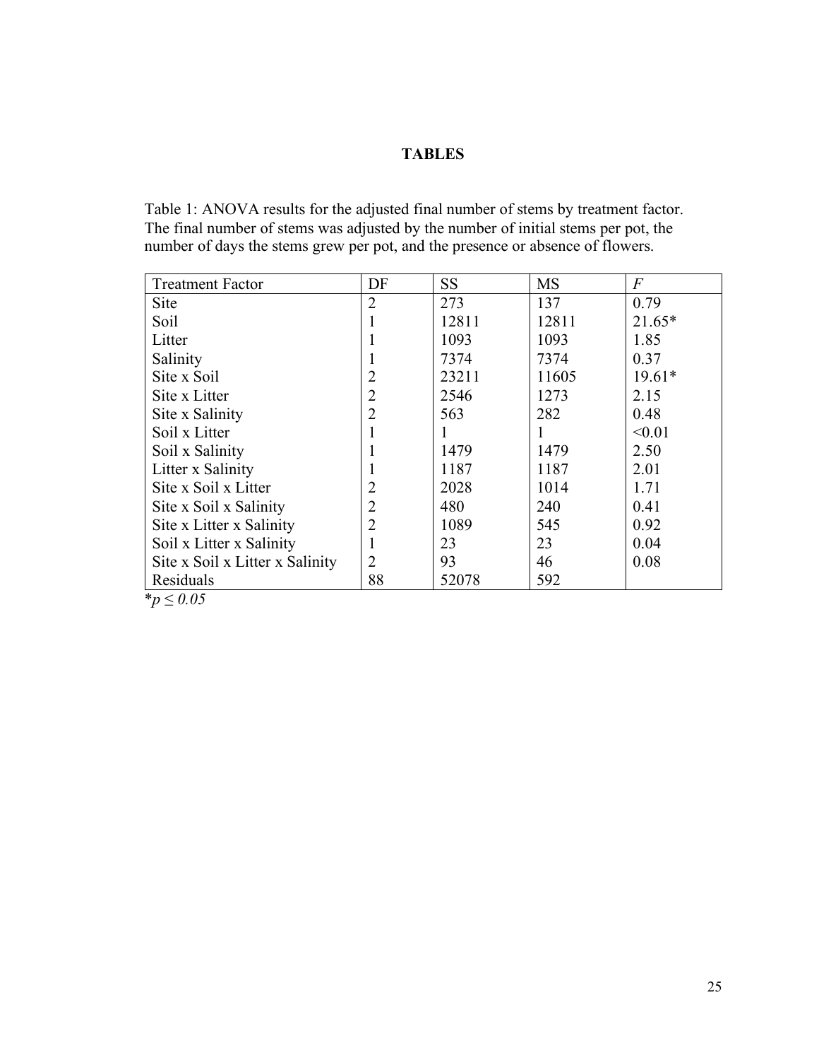# TABLES

Table 1: ANOVA results for the adjusted final number of stems by treatment factor. The final number of stems was adjusted by the number of initial stems per pot, the number of days the stems grew per pot, and the presence or absence of flowers.

| Treatment Factor | DF | SS | MS | *F* |
|---|---|---|---|---|
| Site | 2 | 273 | 137 | 0.79 |
| Soil | 1 | 12811 | 12811 | 21.65* |
| Litter | 1 | 1093 | 1093 | 1.85 |
| Salinity | 1 | 7374 | 7374 | 0.37 |
| Site x Soil | 2 | 23211 | 11605 | 19.61* |
| Site x Litter | 2 | 2546 | 1273 | 2.15 |
| Site x Salinity | 2 | 563 | 282 | 0.48 |
| Soil x Litter | 1 | 1 | 1 | <0.01 |
| Soil x Salinity | 1 | 1479 | 1479 | 2.50 |
| Litter x Salinity | 1 | 1187 | 1187 | 2.01 |
| Site x Soil x Litter | 2 | 2028 | 1014 | 1.71 |
| Site x Soil x Salinity | 2 | 480 | 240 | 0.41 |
| Site x Litter x Salinity | 2 | 1089 | 545 | 0.92 |
| Soil x Litter x Salinity | 1 | 23 | 23 | 0.04 |
| Site x Soil x Litter x Salinity | 2 | 93 | 46 | 0.08 |
| Residuals | 88 | 52078 | 592 | |

*$p \leq 0.05$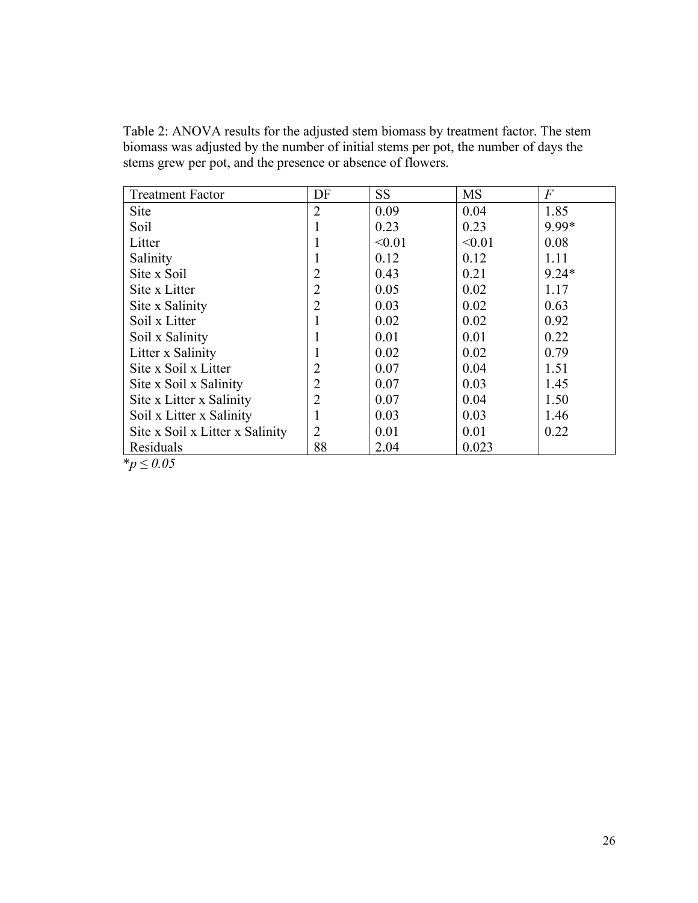Table 2: ANOVA results for the adjusted stem biomass by treatment factor. The stem biomass was adjusted by the number of initial stems per pot, the number of days the stems grew per pot, and the presence or absence of flowers.

| Treatment Factor | DF | SS | MS | *F* |
|---|---|---|---|---|
| Site | 2 | 0.09 | 0.04 | 1.85 |
| Soil | 1 | 0.23 | 0.23 | 9.99* |
| Litter | 1 | <0.01 | <0.01 | 0.08 |
| Salinity | 1 | 0.12 | 0.12 | 1.11 |
| Site x Soil | 2 | 0.43 | 0.21 | 9.24* |
| Site x Litter | 2 | 0.05 | 0.02 | 1.17 |
| Site x Salinity | 2 | 0.03 | 0.02 | 0.63 |
| Soil x Litter | 1 | 0.02 | 0.02 | 0.92 |
| Soil x Salinity | 1 | 0.01 | 0.01 | 0.22 |
| Litter x Salinity | 1 | 0.02 | 0.02 | 0.79 |
| Site x Soil x Litter | 2 | 0.07 | 0.04 | 1.51 |
| Site x Soil x Salinity | 2 | 0.07 | 0.03 | 1.45 |
| Site x Litter x Salinity | 2 | 0.07 | 0.04 | 1.50 |
| Soil x Litter x Salinity | 1 | 0.03 | 0.03 | 1.46 |
| Site x Soil x Litter x Salinity | 2 | 0.01 | 0.01 | 0.22 |
| Residuals | 88 | 2.04 | 0.023 | |

*$p \leq 0.05$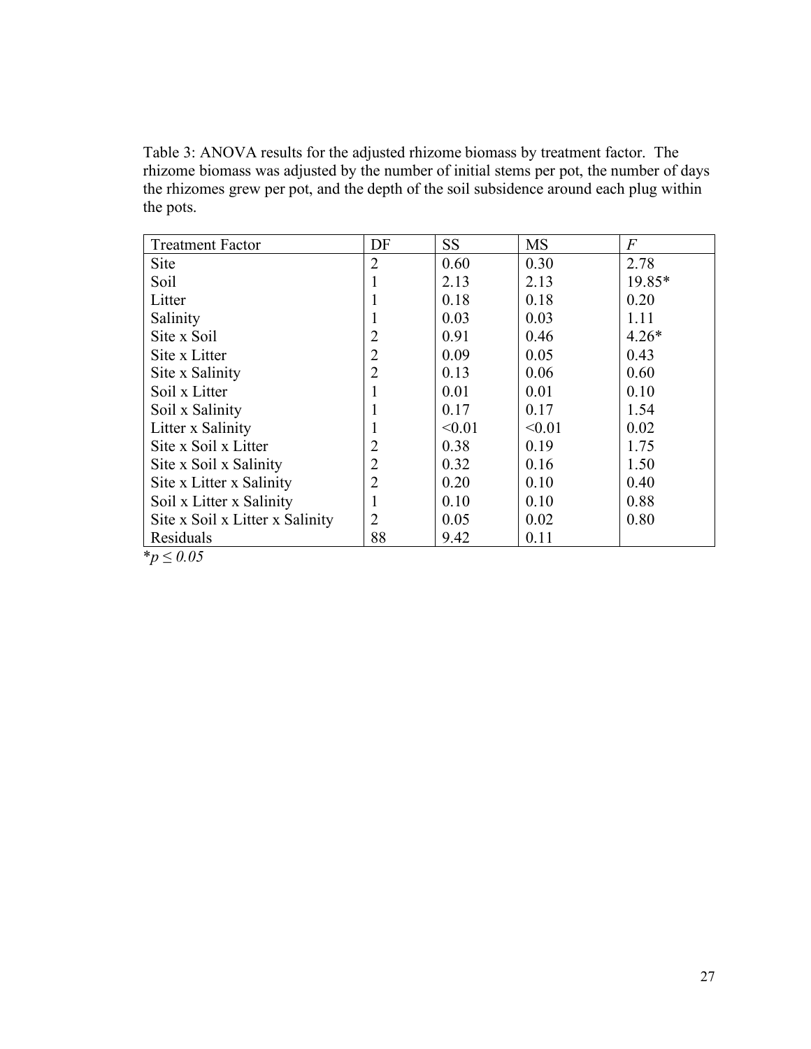Table 3: ANOVA results for the adjusted rhizome biomass by treatment factor. The rhizome biomass was adjusted by the number of initial stems per pot, the number of days the rhizomes grew per pot, and the depth of the soil subsidence around each plug within the pots.

| Treatment Factor | DF | SS | MS | *F* |
|---|---|---|---|---|
| Site | 2 | 0.60 | 0.30 | 2.78 |
| Soil | 1 | 2.13 | 2.13 | 19.85* |
| Litter | 1 | 0.18 | 0.18 | 0.20 |
| Salinity | 1 | 0.03 | 0.03 | 1.11 |
| Site x Soil | 2 | 0.91 | 0.46 | 4.26* |
| Site x Litter | 2 | 0.09 | 0.05 | 0.43 |
| Site x Salinity | 2 | 0.13 | 0.06 | 0.60 |
| Soil x Litter | 1 | 0.01 | 0.01 | 0.10 |
| Soil x Salinity | 1 | 0.17 | 0.17 | 1.54 |
| Litter x Salinity | 1 | <0.01 | <0.01 | 0.02 |
| Site x Soil x Litter | 2 | 0.38 | 0.19 | 1.75 |
| Site x Soil x Salinity | 2 | 0.32 | 0.16 | 1.50 |
| Site x Litter x Salinity | 2 | 0.20 | 0.10 | 0.40 |
| Soil x Litter x Salinity | 1 | 0.10 | 0.10 | 0.88 |
| Site x Soil x Litter x Salinity | 2 | 0.05 | 0.02 | 0.80 |
| Residuals | 88 | 9.42 | 0.11 | |

*$p \leq 0.05$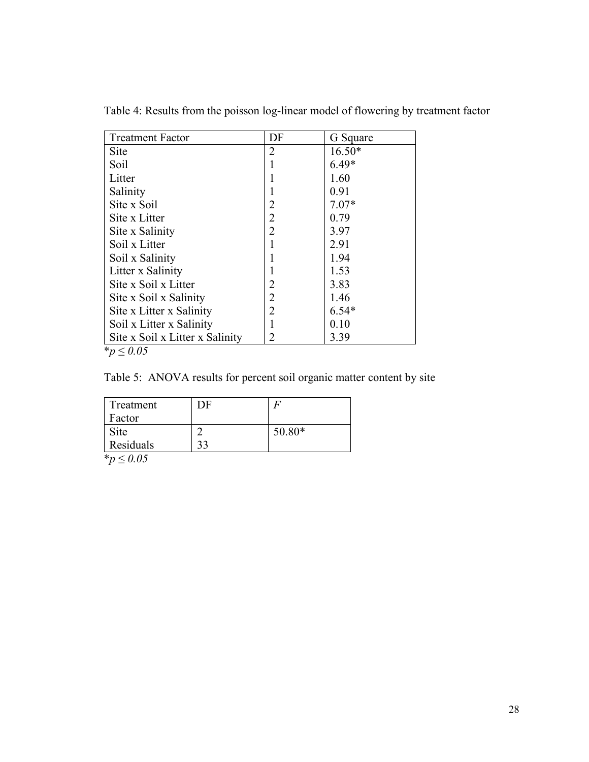Table 4: Results from the poisson log-linear model of flowering by treatment factor

| Treatment Factor | DF | G Square |
|---|---|---|
| Site | 2 | 16.50* |
| Soil | 1 | 6.49* |
| Litter | 1 | 1.60 |
| Salinity | 1 | 0.91 |
| Site x Soil | 2 | 7.07* |
| Site x Litter | 2 | 0.79 |
| Site x Salinity | 2 | 3.97 |
| Soil x Litter | 1 | 2.91 |
| Soil x Salinity | 1 | 1.94 |
| Litter x Salinity | 1 | 1.53 |
| Site x Soil x Litter | 2 | 3.83 |
| Site x Soil x Salinity | 2 | 1.46 |
| Site x Litter x Salinity | 2 | 6.54* |
| Soil x Litter x Salinity | 1 | 0.10 |
| Site x Soil x Litter x Salinity | 2 | 3.39 |

*$p \leq 0.05$

Table 5: ANOVA results for percent soil organic matter content by site

| Treatment Factor | DF | $F$ |
|---|---|---|
| Site | 2 | 50.80* |
| Residuals | 33 | |

*$p \leq 0.05$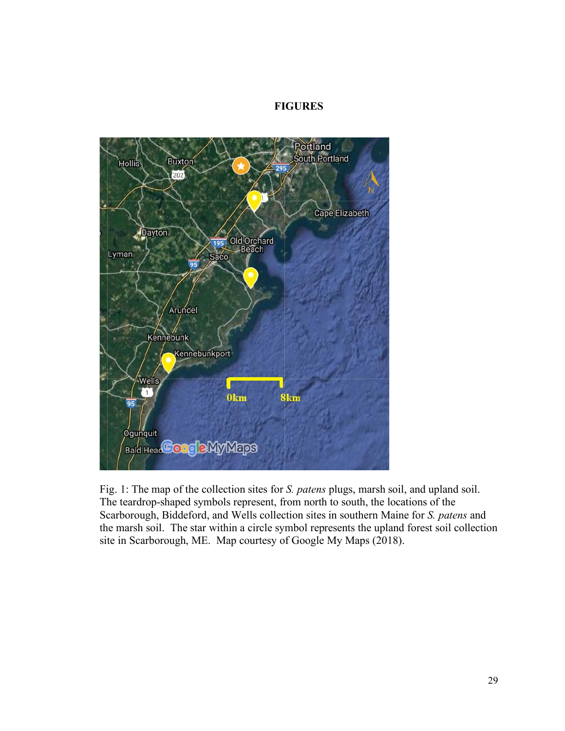**FIGURES**

Fig. 1: The map of the collection sites for *S. patens* plugs, marsh soil, and upland soil. The teardrop-shaped symbols represent, from north to south, the locations of the Scarborough, Biddeford, and Wells collection sites in southern Maine for *S. patens* and the marsh soil. The star within a circle symbol represents the upland forest soil collection site in Scarborough, ME. Map courtesy of Google My Maps (2018).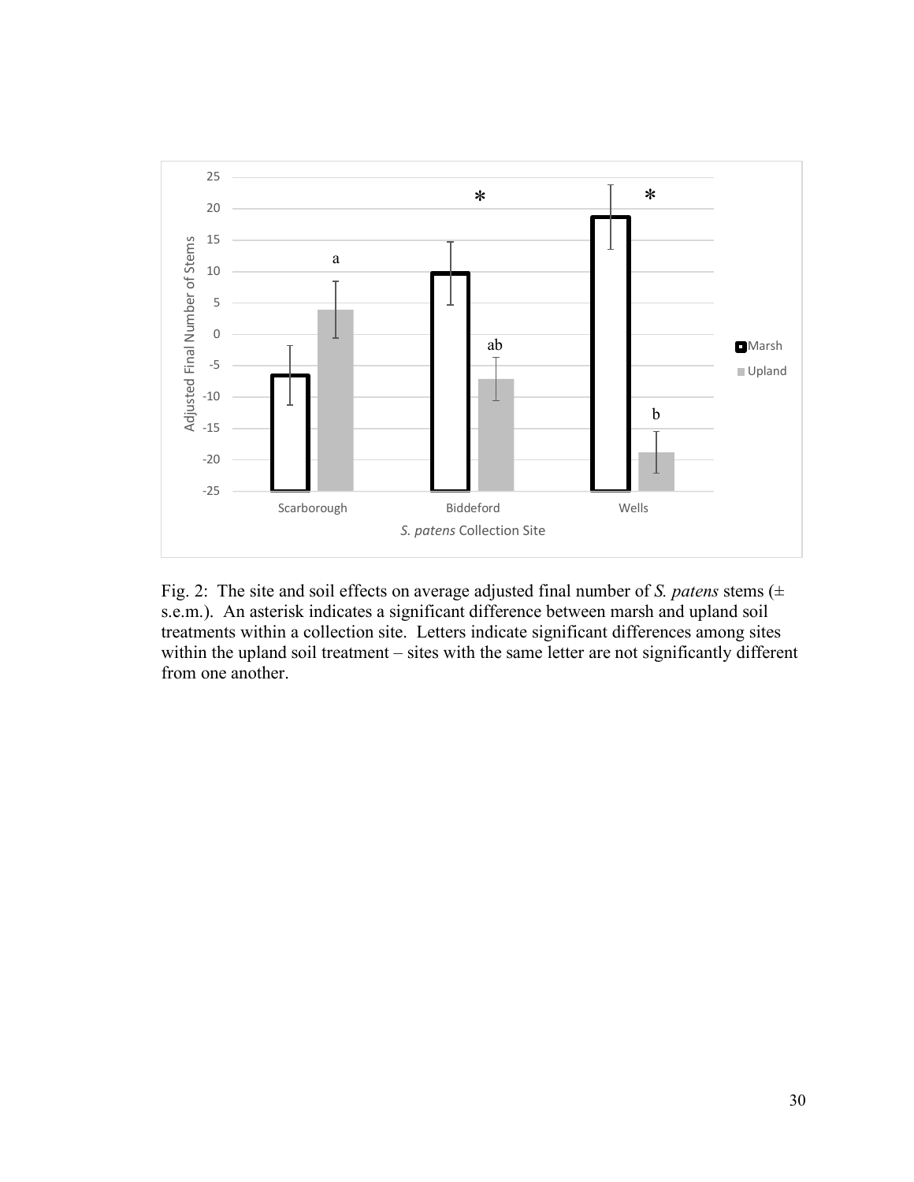Fig. 2: The site and soil effects on average adjusted final number of *S. patens* stems (± s.e.m.). An asterisk indicates a significant difference between marsh and upland soil treatments within a collection site. Letters indicate significant differences among sites within the upland soil treatment – sites with the same letter are not significantly different from one another.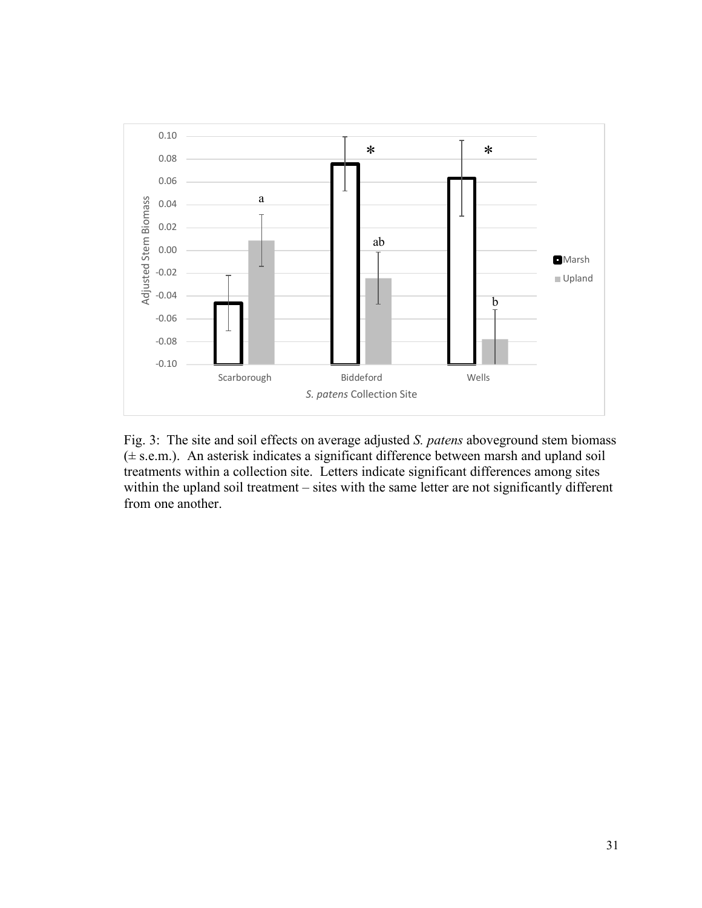Fig. 3: The site and soil effects on average adjusted *S. patens* aboveground stem biomass (± s.e.m.). An asterisk indicates a significant difference between marsh and upland soil treatments within a collection site. Letters indicate significant differences among sites within the upland soil treatment – sites with the same letter are not significantly different from one another.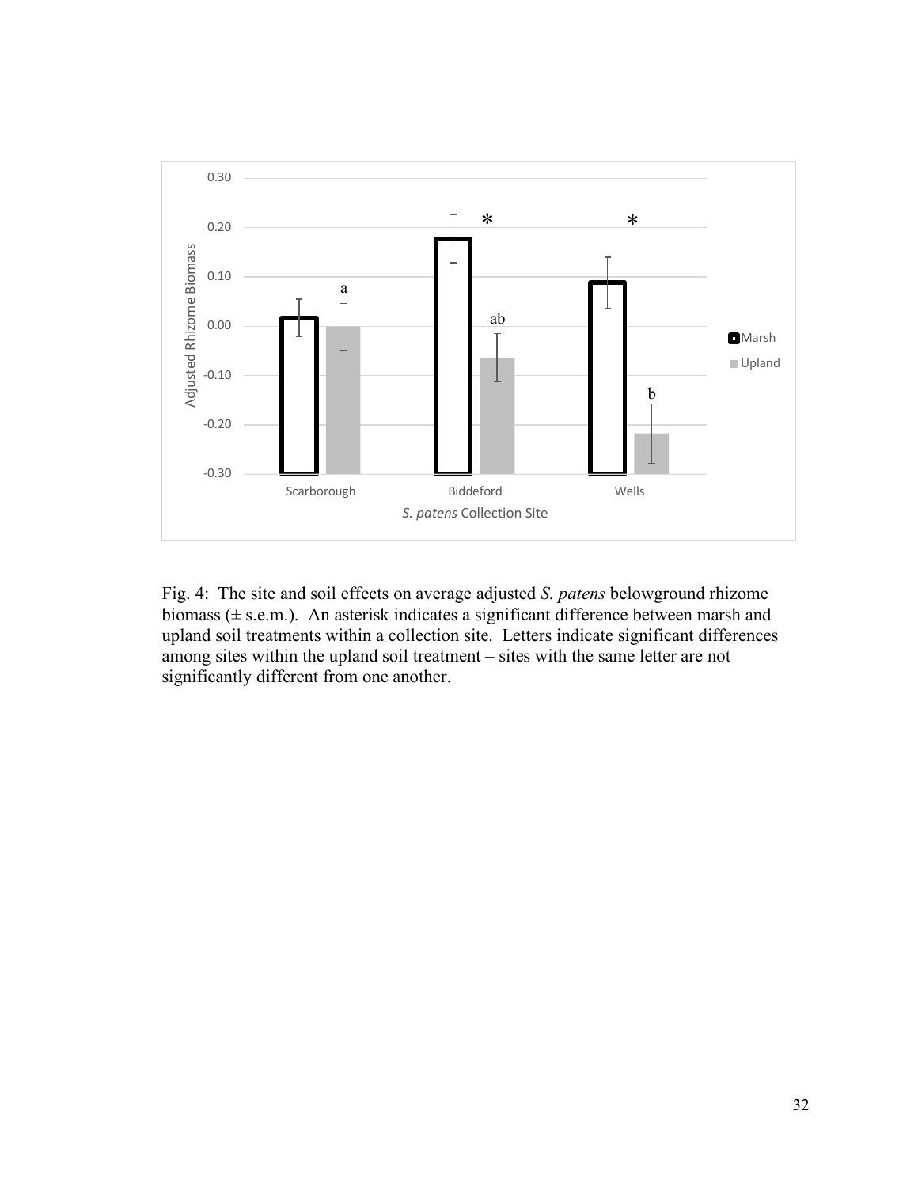Fig. 4: The site and soil effects on average adjusted *S. patens* belowground rhizome biomass (± s.e.m.). An asterisk indicates a significant difference between marsh and upland soil treatments within a collection site. Letters indicate significant differences among sites within the upland soil treatment – sites with the same letter are not significantly different from one another.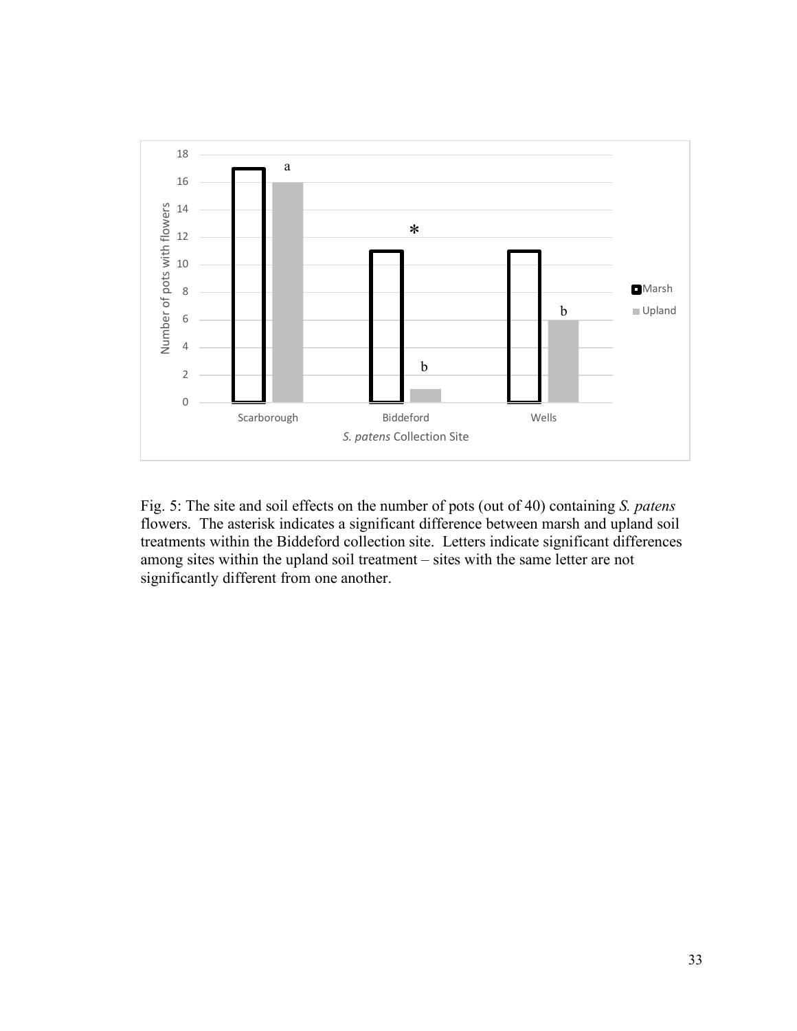Fig. 5: The site and soil effects on the number of pots (out of 40) containing *S. patens* flowers. The asterisk indicates a significant difference between marsh and upland soil treatments within the Biddeford collection site. Letters indicate significant differences among sites within the upland soil treatment – sites with the same letter are not significantly different from one another.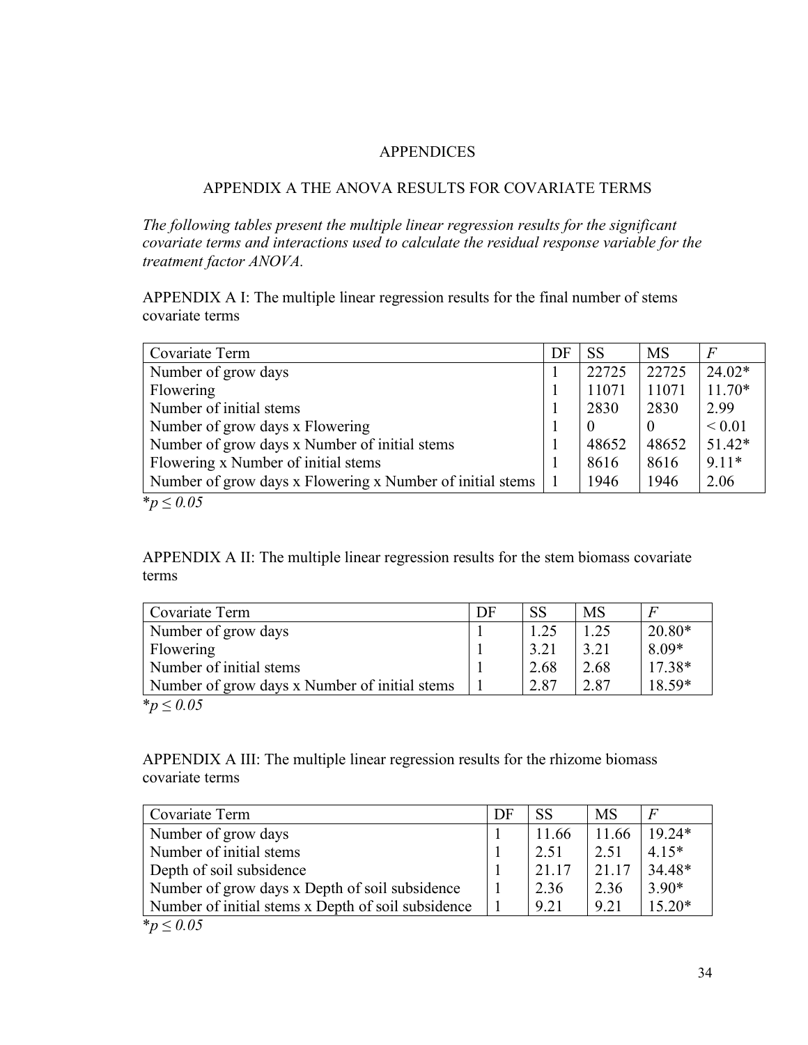# APPENDICES

## APPENDIX A THE ANOVA RESULTS FOR COVARIATE TERMS

*The following tables present the multiple linear regression results for the significant covariate terms and interactions used to calculate the residual response variable for the treatment factor ANOVA.*

APPENDIX A I: The multiple linear regression results for the final number of stems covariate terms

| Covariate Term | DF | SS | MS | *F* |
|---|---|---|---|---|
| Number of grow days | 1 | 22725 | 22725 | 24.02* |
| Flowering | 1 | 11071 | 11071 | 11.70* |
| Number of initial stems | 1 | 2830 | 2830 | 2.99 |
| Number of grow days x Flowering | 1 | 0 | 0 | < 0.01 |
| Number of grow days x Number of initial stems | 1 | 48652 | 48652 | 51.42* |
| Flowering x Number of initial stems | 1 | 8616 | 8616 | 9.11* |
| Number of grow days x Flowering x Number of initial stems | 1 | 1946 | 1946 | 2.06 |

*$p \leq 0.05$

APPENDIX A II: The multiple linear regression results for the stem biomass covariate terms

| Covariate Term | DF | SS | MS | *F* |
|---|---|---|---|---|
| Number of grow days | 1 | 1.25 | 1.25 | 20.80* |
| Flowering | 1 | 3.21 | 3.21 | 8.09* |
| Number of initial stems | 1 | 2.68 | 2.68 | 17.38* |
| Number of grow days x Number of initial stems | 1 | 2.87 | 2.87 | 18.59* |

*$p \leq 0.05$

APPENDIX A III: The multiple linear regression results for the rhizome biomass covariate terms

| Covariate Term | DF | SS | MS | *F* |
|---|---|---|---|---|
| Number of grow days | 1 | 11.66 | 11.66 | 19.24* |
| Number of initial stems | 1 | 2.51 | 2.51 | 4.15* |
| Depth of soil subsidence | 1 | 21.17 | 21.17 | 34.48* |
| Number of grow days x Depth of soil subsidence | 1 | 2.36 | 2.36 | 3.90* |
| Number of initial stems x Depth of soil subsidence | 1 | 9.21 | 9.21 | 15.20* |

*$p \leq 0.05$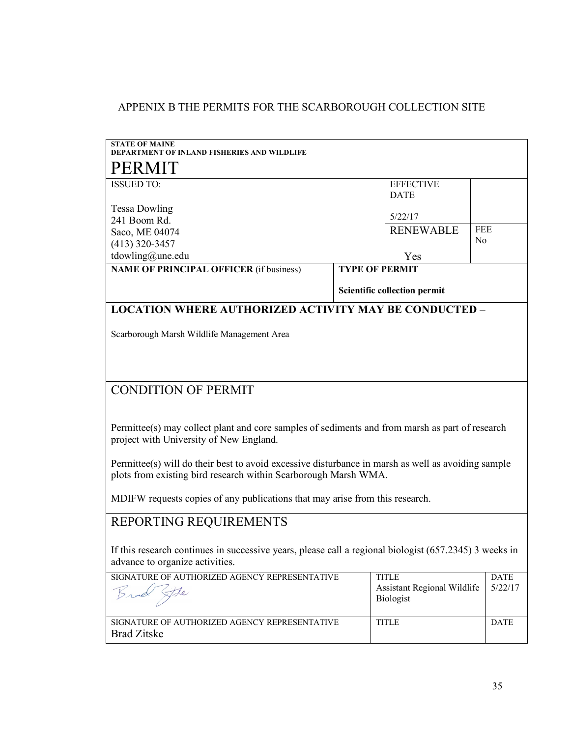APPENIX B THE PERMITS FOR THE SCARBOROUGH COLLECTION SITE

**STATE OF MAINE**
**DEPARTMENT OF INLAND FISHERIES AND WILDLIFE**

# PERMIT

| ISSUED TO: | EFFECTIVE DATE | |
|---|---|---|
| Tessa Dowling<br>241 Boom Rd.<br>Saco, ME 04074<br>(413) 320-3457<br>tdowling@une.edu | 5/22/17 | |
| | RENEWABLE<br>Yes | FEE<br>No |

| NAME OF PRINCIPAL OFFICER (if business) | TYPE OF PERMIT |
|---|---|
| | Scientific collection permit |

## LOCATION WHERE AUTHORIZED ACTIVITY MAY BE CONDUCTED –

Scarborough Marsh Wildlife Management Area

## CONDITION OF PERMIT

Permittee(s) may collect plant and core samples of sediments and from marsh as part of research project with University of New England.

Permittee(s) will do their best to avoid excessive disturbance in marsh as well as avoiding sample plots from existing bird research within Scarborough Marsh WMA.

MDIFW requests copies of any publications that may arise from this research.

## REPORTING REQUIREMENTS

If this research continues in successive years, please call a regional biologist (657.2345) 3 weeks in advance to organize activities.

| SIGNATURE OF AUTHORIZED AGENCY REPRESENTATIVE | TITLE | DATE |
|---|---|---|
| [signature] | Assistant Regional Wildlife Biologist | 5/22/17 |
| SIGNATURE OF AUTHORIZED AGENCY REPRESENTATIVE<br>Brad Zitske | TITLE | DATE |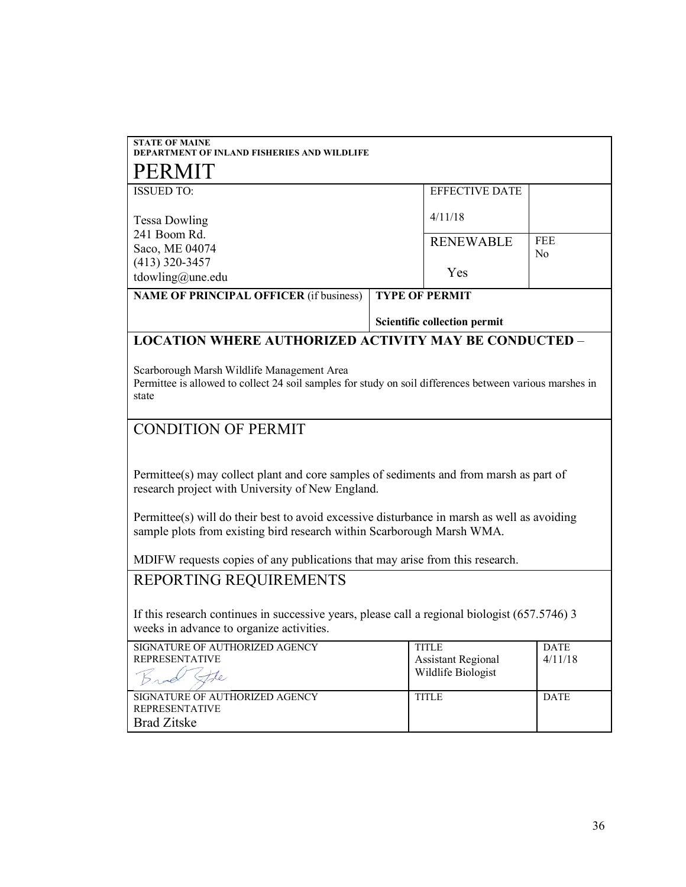**STATE OF MAINE**
**DEPARTMENT OF INLAND FISHERIES AND WILDLIFE**

# PERMIT

| | | |
|---|---|---|
| ISSUED TO:<br><br>Tessa Dowling<br>241 Boom Rd.<br>Saco, ME 04074<br>(413) 320-3457<br>tdowling@une.edu | EFFECTIVE DATE<br><br>4/11/18 | |
| | RENEWABLE<br><br>Yes | FEE<br>No |
| **NAME OF PRINCIPAL OFFICER** (if business) | **TYPE OF PERMIT**<br><br>**Scientific collection permit** | |

## LOCATION WHERE AUTHORIZED ACTIVITY MAY BE CONDUCTED –

Scarborough Marsh Wildlife Management Area
Permittee is allowed to collect 24 soil samples for study on soil differences between various marshes in state

## CONDITION OF PERMIT

Permittee(s) may collect plant and core samples of sediments and from marsh as part of research project with University of New England.

Permittee(s) will do their best to avoid excessive disturbance in marsh as well as avoiding sample plots from existing bird research within Scarborough Marsh WMA.

MDIFW requests copies of any publications that may arise from this research.

## REPORTING REQUIREMENTS

If this research continues in successive years, please call a regional biologist (657.5746) 3 weeks in advance to organize activities.

| | | |
|---|---|---|
| SIGNATURE OF AUTHORIZED AGENCY REPRESENTATIVE<br>Brad Zitske | TITLE<br>Assistant Regional Wildlife Biologist | DATE<br>4/11/18 |
| SIGNATURE OF AUTHORIZED AGENCY REPRESENTATIVE<br>Brad Zitske | TITLE | DATE |